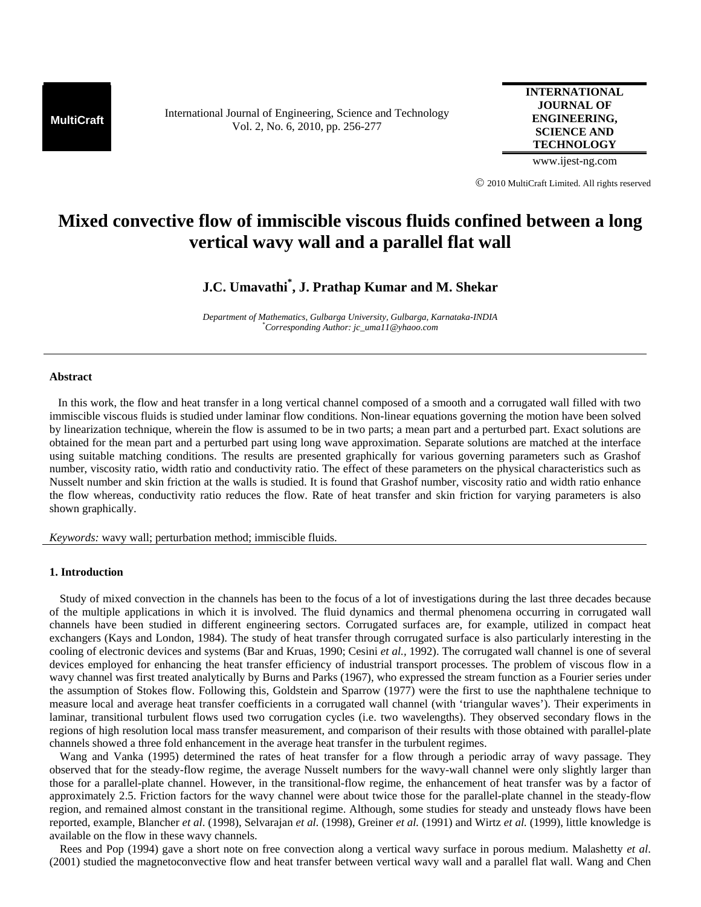# Mixed convective flow of immiscible viscous fluids confined between a long vertical wavy wall and a parallel flat wall

**J.C. Umavathi*, J. Prathap Kumar and M. Shekar**

*Department of Mathematics, Gulbarga University, Gulbarga, Karnataka-INDIA*
*\*Corresponding Author: jc_uma11@yhaoo.com*

---

## Abstract

In this work, the flow and heat transfer in a long vertical channel composed of a smooth and a corrugated wall filled with two immiscible viscous fluids is studied under laminar flow conditions. Non-linear equations governing the motion have been solved by linearization technique, wherein the flow is assumed to be in two parts; a mean part and a perturbed part. Exact solutions are obtained for the mean part and a perturbed part using long wave approximation. Separate solutions are matched at the interface using suitable matching conditions. The results are presented graphically for various governing parameters such as Grashof number, viscosity ratio, width ratio and conductivity ratio. The effect of these parameters on the physical characteristics such as Nusselt number and skin friction at the walls is studied. It is found that Grashof number, viscosity ratio and width ratio enhance the flow whereas, conductivity ratio reduces the flow. Rate of heat transfer and skin friction for varying parameters is also shown graphically.

*Keywords:* wavy wall; perturbation method; immiscible fluids.

---

## 1. Introduction

Study of mixed convection in the channels has been to the focus of a lot of investigations during the last three decades because of the multiple applications in which it is involved. The fluid dynamics and thermal phenomena occurring in corrugated wall channels have been studied in different engineering sectors. Corrugated surfaces are, for example, utilized in compact heat exchangers (Kays and London, 1984). The study of heat transfer through corrugated surface is also particularly interesting in the cooling of electronic devices and systems (Bar and Kruas, 1990; Cesini *et al.,* 1992). The corrugated wall channel is one of several devices employed for enhancing the heat transfer efficiency of industrial transport processes. The problem of viscous flow in a wavy channel was first treated analytically by Burns and Parks (1967), who expressed the stream function as a Fourier series under the assumption of Stokes flow. Following this, Goldstein and Sparrow (1977) were the first to use the naphthalene technique to measure local and average heat transfer coefficients in a corrugated wall channel (with 'triangular waves'). Their experiments in laminar, transitional turbulent flows used two corrugation cycles (i.e. two wavelengths). They observed secondary flows in the regions of high resolution local mass transfer measurement, and comparison of their results with those obtained with parallel-plate channels showed a three fold enhancement in the average heat transfer in the turbulent regimes.

Wang and Vanka (1995) determined the rates of heat transfer for a flow through a periodic array of wavy passage. They observed that for the steady-flow regime, the average Nusselt numbers for the wavy-wall channel were only slightly larger than those for a parallel-plate channel. However, in the transitional-flow regime, the enhancement of heat transfer was by a factor of approximately 2.5. Friction factors for the wavy channel were about twice those for the parallel-plate channel in the steady-flow region, and remained almost constant in the transitional regime. Although, some studies for steady and unsteady flows have been reported, example, Blancher *et al*. (1998), Selvarajan *et al.* (1998), Greiner *et al.* (1991) and Wirtz *et al.* (1999), little knowledge is available on the flow in these wavy channels.

Rees and Pop (1994) gave a short note on free convection along a vertical wavy surface in porous medium. Malashetty *et al*. (2001) studied the magnetoconvective flow and heat transfer between vertical wavy wall and a parallel flat wall. Wang and Chen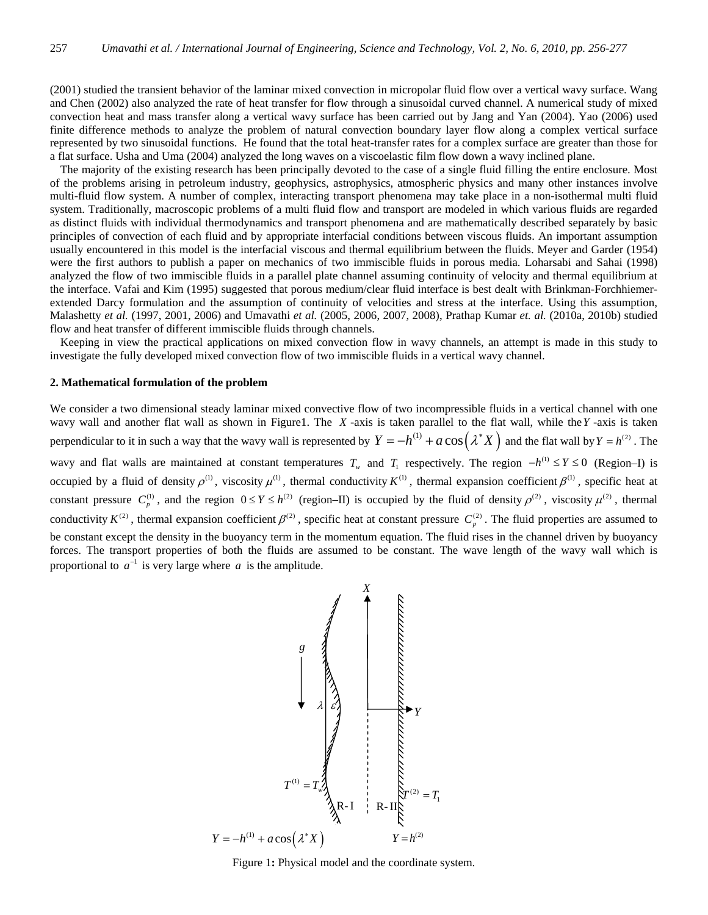(2001) studied the transient behavior of the laminar mixed convection in micropolar fluid flow over a vertical wavy surface. Wang and Chen (2002) also analyzed the rate of heat transfer for flow through a sinusoidal curved channel. A numerical study of mixed convection heat and mass transfer along a vertical wavy surface has been carried out by Jang and Yan (2004). Yao (2006) used finite difference methods to analyze the problem of natural convection boundary layer flow along a complex vertical surface represented by two sinusoidal functions. He found that the total heat-transfer rates for a complex surface are greater than those for a flat surface. Usha and Uma (2004) analyzed the long waves on a viscoelastic film flow down a wavy inclined plane.

The majority of the existing research has been principally devoted to the case of a single fluid filling the entire enclosure. Most of the problems arising in petroleum industry, geophysics, astrophysics, atmospheric physics and many other instances involve multi-fluid flow system. A number of complex, interacting transport phenomena may take place in a non-isothermal multi fluid system. Traditionally, macroscopic problems of a multi fluid flow and transport are modeled in which various fluids are regarded as distinct fluids with individual thermodynamics and transport phenomena and are mathematically described separately by basic principles of convection of each fluid and by appropriate interfacial conditions between viscous fluids. An important assumption usually encountered in this model is the interfacial viscous and thermal equilibrium between the fluids. Meyer and Garder (1954) were the first authors to publish a paper on mechanics of two immiscible fluids in porous media. Loharsabi and Sahai (1998) analyzed the flow of two immiscible fluids in a parallel plate channel assuming continuity of velocity and thermal equilibrium at the interface. Vafai and Kim (1995) suggested that porous medium/clear fluid interface is best dealt with Brinkman-Forchhiemer-extended Darcy formulation and the assumption of continuity of velocities and stress at the interface. Using this assumption, Malashetty *et al.* (1997, 2001, 2006) and Umavathi *et al.* (2005, 2006, 2007, 2008), Prathap Kumar *et. al.* (2010a, 2010b) studied flow and heat transfer of different immiscible fluids through channels.

Keeping in view the practical applications on mixed convection flow in wavy channels, an attempt is made in this study to investigate the fully developed mixed convection flow of two immiscible fluids in a vertical wavy channel.

## 2. Mathematical formulation of the problem

We consider a two dimensional steady laminar mixed convective flow of two incompressible fluids in a vertical channel with one wavy wall and another flat wall as shown in Figure1. The $X$-axis is taken parallel to the flat wall, while the $Y$-axis is taken perpendicular to it in such a way that the wavy wall is represented by $Y = -h^{(1)} + a\cos\left(\lambda^* X\right)$ and the flat wall by $Y = h^{(2)}$. The wavy and flat walls are maintained at constant temperatures $T_w$ and $T_1$ respectively. The region $-h^{(1)} \le Y \le 0$ (Region–I) is occupied by a fluid of density $\rho^{(1)}$, viscosity $\mu^{(1)}$, thermal conductivity $K^{(1)}$, thermal expansion coefficient $\beta^{(1)}$, specific heat at constant pressure $C_p^{(1)}$, and the region $0 \le Y \le h^{(2)}$ (region–II) is occupied by the fluid of density $\rho^{(2)}$, viscosity $\mu^{(2)}$, thermal conductivity $K^{(2)}$, thermal expansion coefficient $\beta^{(2)}$, specific heat at constant pressure $C_p^{(2)}$. The fluid properties are assumed to be constant except the density in the buoyancy term in the momentum equation. The fluid rises in the channel driven by buoyancy forces. The transport properties of both the fluids are assumed to be constant. The wave length of the wavy wall which is proportional to $a^{-1}$ is very large where $a$ is the amplitude.

Figure 1**:** Physical model and the coordinate system.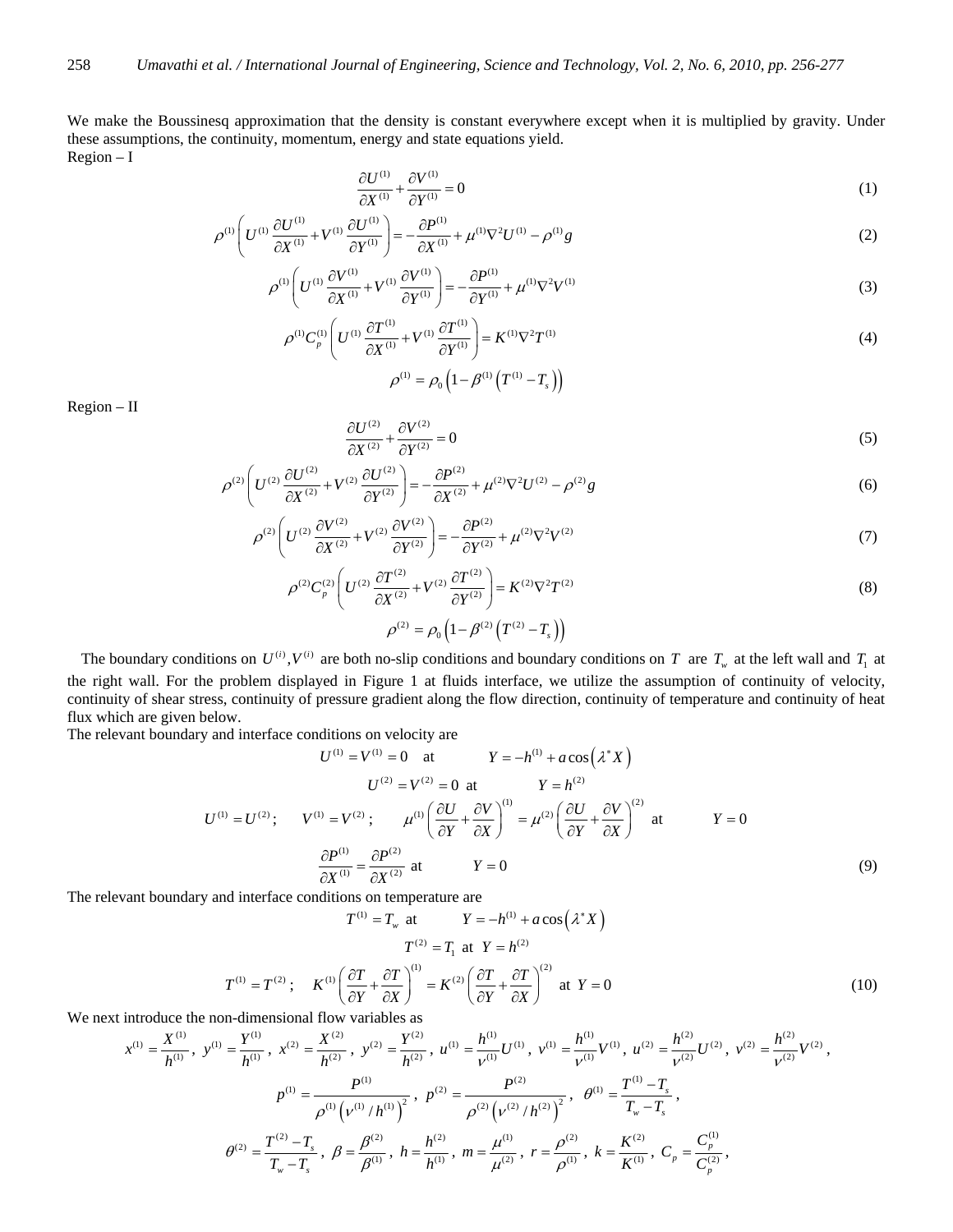We make the Boussinesq approximation that the density is constant everywhere except when it is multiplied by gravity. Under these assumptions, the continuity, momentum, energy and state equations yield.

Region – I

$$\frac{\partial U^{(1)}}{\partial X^{(1)}}+\frac{\partial V^{(1)}}{\partial Y^{(1)}}=0 \tag{1}$$

$$\rho^{(1)}\left(U^{(1)}\frac{\partial U^{(1)}}{\partial X^{(1)}}+V^{(1)}\frac{\partial U^{(1)}}{\partial Y^{(1)}}\right)=-\frac{\partial P^{(1)}}{\partial X^{(1)}}+\mu^{(1)}\nabla^2 U^{(1)}-\rho^{(1)}g \tag{2}$$

$$\rho^{(1)}\left(U^{(1)}\frac{\partial V^{(1)}}{\partial X^{(1)}}+V^{(1)}\frac{\partial V^{(1)}}{\partial Y^{(1)}}\right)=-\frac{\partial P^{(1)}}{\partial Y^{(1)}}+\mu^{(1)}\nabla^2 V^{(1)} \tag{3}$$

$$\rho^{(1)}C_p^{(1)}\left(U^{(1)}\frac{\partial T^{(1)}}{\partial X^{(1)}}+V^{(1)}\frac{\partial T^{(1)}}{\partial Y^{(1)}}\right)=K^{(1)}\nabla^2 T^{(1)} \tag{4}$$

$$\rho^{(1)}=\rho_0\left(1-\beta^{(1)}\left(T^{(1)}-T_s\right)\right)$$

Region – II

$$\frac{\partial U^{(2)}}{\partial X^{(2)}}+\frac{\partial V^{(2)}}{\partial Y^{(2)}}=0 \tag{5}$$

$$\rho^{(2)}\left(U^{(2)}\frac{\partial U^{(2)}}{\partial X^{(2)}}+V^{(2)}\frac{\partial U^{(2)}}{\partial Y^{(2)}}\right)=-\frac{\partial P^{(2)}}{\partial X^{(2)}}+\mu^{(2)}\nabla^2 U^{(2)}-\rho^{(2)}g \tag{6}$$

$$\rho^{(2)}\left(U^{(2)}\frac{\partial V^{(2)}}{\partial X^{(2)}}+V^{(2)}\frac{\partial V^{(2)}}{\partial Y^{(2)}}\right)=-\frac{\partial P^{(2)}}{\partial Y^{(2)}}+\mu^{(2)}\nabla^2 V^{(2)} \tag{7}$$

$$\rho^{(2)}C_p^{(2)}\left(U^{(2)}\frac{\partial T^{(2)}}{\partial X^{(2)}}+V^{(2)}\frac{\partial T^{(2)}}{\partial Y^{(2)}}\right)=K^{(2)}\nabla^2 T^{(2)} \tag{8}$$

$$\rho^{(2)}=\rho_0\left(1-\beta^{(2)}\left(T^{(2)}-T_s\right)\right)$$

The boundary conditions on $U^{(i)},V^{(i)}$ are both no-slip conditions and boundary conditions on $T$ are $T_w$ at the left wall and $T_1$ at the right wall. For the problem displayed in Figure 1 at fluids interface, we utilize the assumption of continuity of velocity, continuity of shear stress, continuity of pressure gradient along the flow direction, continuity of temperature and continuity of heat flux which are given below.

The relevant boundary and interface conditions on velocity are

$$U^{(1)}=V^{(1)}=0 \quad \text{at} \qquad Y=-h^{(1)}+a\cos\left(\lambda^* X\right)$$

$$U^{(2)}=V^{(2)}=0 \quad \text{at} \qquad Y=h^{(2)}$$

$$U^{(1)}=U^{(2)};\qquad V^{(1)}=V^{(2)};\qquad \mu^{(1)}\left(\frac{\partial U}{\partial Y}+\frac{\partial V}{\partial X}\right)^{(1)}=\mu^{(2)}\left(\frac{\partial U}{\partial Y}+\frac{\partial V}{\partial X}\right)^{(2)} \quad \text{at} \qquad Y=0$$

$$\frac{\partial P^{(1)}}{\partial X^{(1)}}=\frac{\partial P^{(2)}}{\partial X^{(2)}} \quad \text{at} \qquad Y=0 \tag{9}$$

The relevant boundary and interface conditions on temperature are

$$T^{(1)}=T_w \quad \text{at} \qquad Y=-h^{(1)}+a\cos\left(\lambda^* X\right)$$

$$T^{(2)}=T_1 \quad \text{at} \quad Y=h^{(2)}$$

$$T^{(1)}=T^{(2)};\quad K^{(1)}\left(\frac{\partial T}{\partial Y}+\frac{\partial T}{\partial X}\right)^{(1)}=K^{(2)}\left(\frac{\partial T}{\partial Y}+\frac{\partial T}{\partial X}\right)^{(2)} \quad \text{at} \quad Y=0 \tag{10}$$

We next introduce the non-dimensional flow variables as

$$x^{(1)}=\frac{X^{(1)}}{h^{(1)}},\ y^{(1)}=\frac{Y^{(1)}}{h^{(1)}},\ x^{(2)}=\frac{X^{(2)}}{h^{(2)}},\ y^{(2)}=\frac{Y^{(2)}}{h^{(2)}},\ u^{(1)}=\frac{h^{(1)}}{\nu^{(1)}}U^{(1)},\ v^{(1)}=\frac{h^{(1)}}{\nu^{(1)}}V^{(1)},\ u^{(2)}=\frac{h^{(2)}}{\nu^{(2)}}U^{(2)},\ v^{(2)}=\frac{h^{(2)}}{\nu^{(2)}}V^{(2)},$$

$$p^{(1)}=\frac{P^{(1)}}{\rho^{(1)}\left(\nu^{(1)}/h^{(1)}\right)^2},\ p^{(2)}=\frac{P^{(2)}}{\rho^{(2)}\left(\nu^{(2)}/h^{(2)}\right)^2},\ \theta^{(1)}=\frac{T^{(1)}-T_s}{T_w-T_s},$$

$$\theta^{(2)}=\frac{T^{(2)}-T_s}{T_w-T_s},\ \beta=\frac{\beta^{(2)}}{\beta^{(1)}},\ h=\frac{h^{(2)}}{h^{(1)}},\ m=\frac{\mu^{(1)}}{\mu^{(2)}},\ r=\frac{\rho^{(2)}}{\rho^{(1)}},\ k=\frac{K^{(2)}}{K^{(1)}},\ C_p=\frac{C_p^{(1)}}{C_p^{(2)}},$$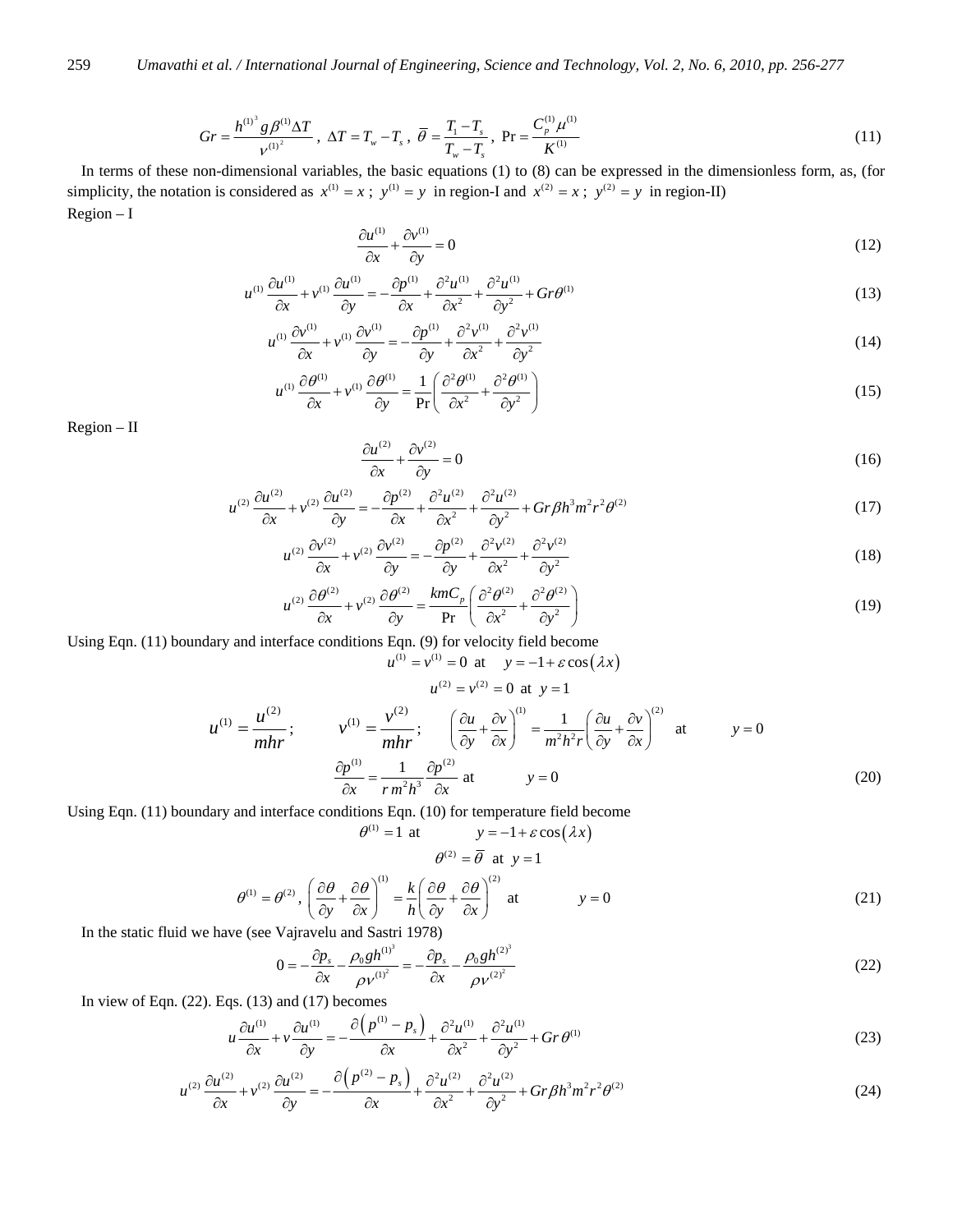$$Gr = \frac{h^{(1)^3} g \beta^{(1)} \Delta T}{\nu^{(1)^2}}, \ \Delta T = T_w - T_s, \ \bar{\theta} = \frac{T_1 - T_s}{T_w - T_s}, \ \Pr = \frac{C_p^{(1)} \mu^{(1)}}{K^{(1)}} \tag{11}$$

In terms of these non-dimensional variables, the basic equations (1) to (8) can be expressed in the dimensionless form, as, (for simplicity, the notation is considered as $x^{(1)} = x$ ; $y^{(1)} = y$ in region-I and $x^{(2)} = x$ ; $y^{(2)} = y$ in region-II)

Region – I

$$\frac{\partial u^{(1)}}{\partial x} + \frac{\partial v^{(1)}}{\partial y} = 0 \tag{12}$$

$$u^{(1)} \frac{\partial u^{(1)}}{\partial x} + v^{(1)} \frac{\partial u^{(1)}}{\partial y} = -\frac{\partial p^{(1)}}{\partial x} + \frac{\partial^2 u^{(1)}}{\partial x^2} + \frac{\partial^2 u^{(1)}}{\partial y^2} + Gr\theta^{(1)} \tag{13}$$

$$u^{(1)} \frac{\partial v^{(1)}}{\partial x} + v^{(1)} \frac{\partial v^{(1)}}{\partial y} = -\frac{\partial p^{(1)}}{\partial y} + \frac{\partial^2 v^{(1)}}{\partial x^2} + \frac{\partial^2 v^{(1)}}{\partial y^2} \tag{14}$$

$$u^{(1)} \frac{\partial \theta^{(1)}}{\partial x} + v^{(1)} \frac{\partial \theta^{(1)}}{\partial y} = \frac{1}{\Pr} \left( \frac{\partial^2 \theta^{(1)}}{\partial x^2} + \frac{\partial^2 \theta^{(1)}}{\partial y^2} \right) \tag{15}$$

Region – II

$$\frac{\partial u^{(2)}}{\partial x} + \frac{\partial v^{(2)}}{\partial y} = 0 \tag{16}$$

$$u^{(2)} \frac{\partial u^{(2)}}{\partial x} + v^{(2)} \frac{\partial u^{(2)}}{\partial y} = -\frac{\partial p^{(2)}}{\partial x} + \frac{\partial^2 u^{(2)}}{\partial x^2} + \frac{\partial^2 u^{(2)}}{\partial y^2} + Gr\beta h^3 m^2 r^2 \theta^{(2)} \tag{17}$$

$$u^{(2)} \frac{\partial v^{(2)}}{\partial x} + v^{(2)} \frac{\partial v^{(2)}}{\partial y} = -\frac{\partial p^{(2)}}{\partial y} + \frac{\partial^2 v^{(2)}}{\partial x^2} + \frac{\partial^2 v^{(2)}}{\partial y^2} \tag{18}$$

$$u^{(2)} \frac{\partial \theta^{(2)}}{\partial x} + v^{(2)} \frac{\partial \theta^{(2)}}{\partial y} = \frac{kmC_p}{\Pr} \left( \frac{\partial^2 \theta^{(2)}}{\partial x^2} + \frac{\partial^2 \theta^{(2)}}{\partial y^2} \right) \tag{19}$$

Using Eqn. (11) boundary and interface conditions Eqn. (9) for velocity field become

$$u^{(1)} = v^{(1)} = 0 \ \text{at} \quad y = -1 + \varepsilon \cos(\lambda x)$$

$$u^{(2)} = v^{(2)} = 0 \ \text{at} \ y = 1$$

$$u^{(1)} = \frac{u^{(2)}}{mhr}; \qquad v^{(1)} = \frac{v^{(2)}}{mhr}; \qquad \left( \frac{\partial u}{\partial y} + \frac{\partial v}{\partial x} \right)^{(1)} = \frac{1}{m^2 h^2 r} \left( \frac{\partial u}{\partial y} + \frac{\partial v}{\partial x} \right)^{(2)} \ \text{at} \qquad y = 0$$

$$\frac{\partial p^{(1)}}{\partial x} = \frac{1}{r\, m^2 h^3} \frac{\partial p^{(2)}}{\partial x} \ \text{at} \qquad y = 0 \tag{20}$$

Using Eqn. (11) boundary and interface conditions Eqn. (10) for temperature field become

$$\theta^{(1)} = 1 \ \text{at} \qquad y = -1 + \varepsilon \cos(\lambda x)$$

$$\theta^{(2)} = \bar{\theta} \ \text{at} \ y = 1$$

$$\theta^{(1)} = \theta^{(2)}, \ \left( \frac{\partial \theta}{\partial y} + \frac{\partial \theta}{\partial x} \right)^{(1)} = \frac{k}{h} \left( \frac{\partial \theta}{\partial y} + \frac{\partial \theta}{\partial x} \right)^{(2)} \ \text{at} \qquad y = 0 \tag{21}$$

In the static fluid we have (see Vajravelu and Sastri 1978)

$$0 = -\frac{\partial p_s}{\partial x} - \frac{\rho_0 g h^{(1)^3}}{\rho \nu^{(1)^2}} = -\frac{\partial p_s}{\partial x} - \frac{\rho_0 g h^{(2)^3}}{\rho \nu^{(2)^2}} \tag{22}$$

In view of Eqn. (22). Eqs. (13) and (17) becomes

$$u \frac{\partial u^{(1)}}{\partial x} + v \frac{\partial u^{(1)}}{\partial y} = -\frac{\partial \left( p^{(1)} - p_s \right)}{\partial x} + \frac{\partial^2 u^{(1)}}{\partial x^2} + \frac{\partial^2 u^{(1)}}{\partial y^2} + Gr\,\theta^{(1)} \tag{23}$$

$$u^{(2)} \frac{\partial u^{(2)}}{\partial x} + v^{(2)} \frac{\partial u^{(2)}}{\partial y} = -\frac{\partial \left( p^{(2)} - p_s \right)}{\partial x} + \frac{\partial^2 u^{(2)}}{\partial x^2} + \frac{\partial^2 u^{(2)}}{\partial y^2} + Gr\beta h^3 m^2 r^2 \theta^{(2)} \tag{24}$$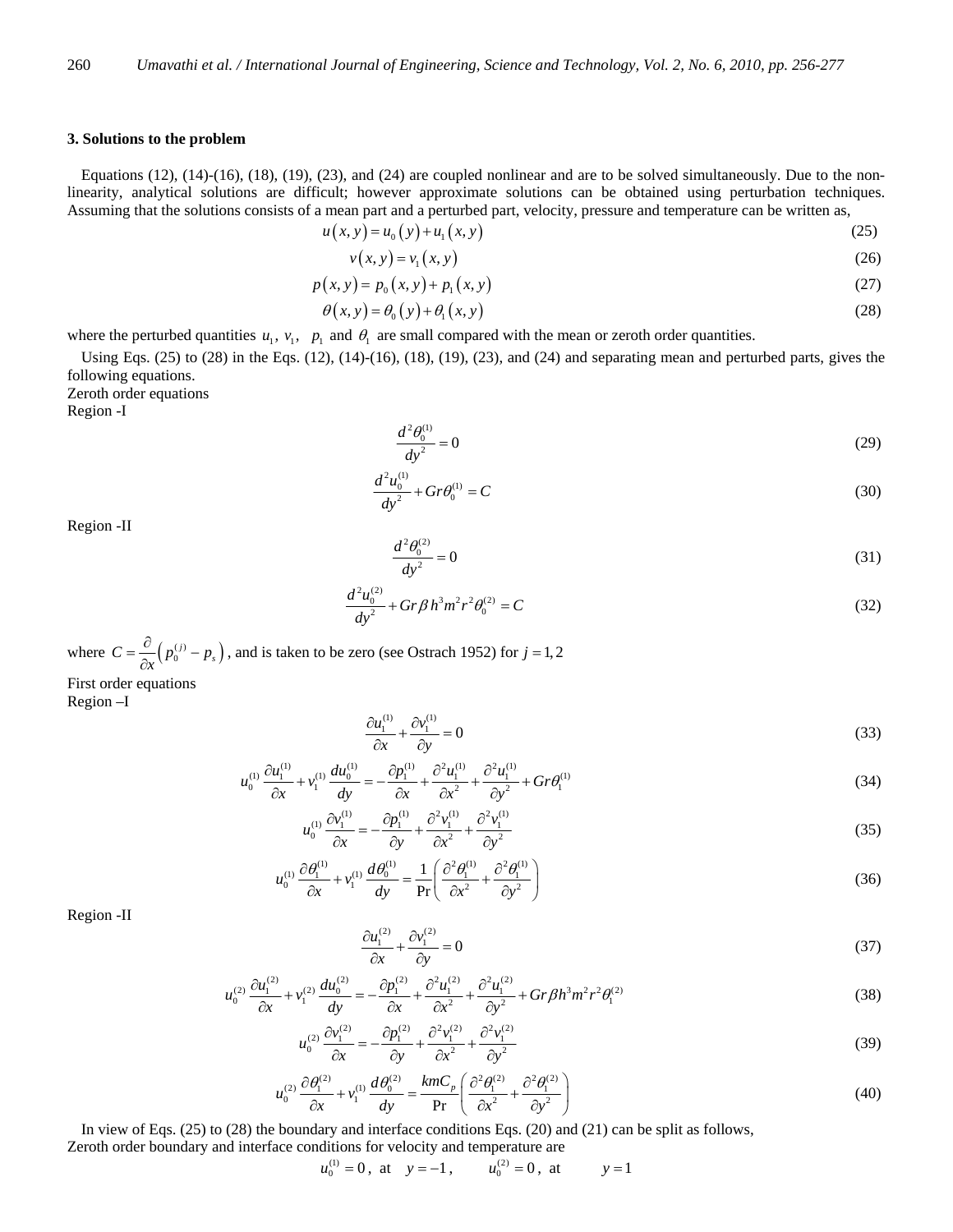### 3. Solutions to the problem

Equations (12), (14)-(16), (18), (19), (23), and (24) are coupled nonlinear and are to be solved simultaneously. Due to the non-linearity, analytical solutions are difficult; however approximate solutions can be obtained using perturbation techniques. Assuming that the solutions consists of a mean part and a perturbed part, velocity, pressure and temperature can be written as,

$$u(x,y) = u_0(y) + u_1(x,y) \tag{25}$$

$$v(x,y) = v_1(x,y) \tag{26}$$

$$p(x,y) = p_0(x,y) + p_1(x,y) \tag{27}$$

$$\theta(x,y) = \theta_0(y) + \theta_1(x,y) \tag{28}$$

where the perturbed quantities $u_1$, $v_1$, $p_1$ and $\theta_1$ are small compared with the mean or zeroth order quantities.

Using Eqs. (25) to (28) in the Eqs. (12), (14)-(16), (18), (19), (23), and (24) and separating mean and perturbed parts, gives the following equations.

Zeroth order equations

Region -I

$$\frac{d^2\theta_0^{(1)}}{dy^2} = 0 \tag{29}$$

$$\frac{d^2u_0^{(1)}}{dy^2} + Gr\theta_0^{(1)} = C \tag{30}$$

Region -II

$$\frac{d^2\theta_0^{(2)}}{dy^2} = 0 \tag{31}$$

$$\frac{d^2u_0^{(2)}}{dy^2} + Gr\beta h^3 m^2 r^2 \theta_0^{(2)} = C \tag{32}$$

where $C = \frac{\partial}{\partial x}\left(p_0^{(j)} - p_s\right)$, and is taken to be zero (see Ostrach 1952) for $j = 1, 2$

First order equations

Region –I

$$\frac{\partial u_1^{(1)}}{\partial x} + \frac{\partial v_1^{(1)}}{\partial y} = 0 \tag{33}$$

$$u_0^{(1)}\frac{\partial u_1^{(1)}}{\partial x} + v_1^{(1)}\frac{du_0^{(1)}}{dy} = -\frac{\partial p_1^{(1)}}{\partial x} + \frac{\partial^2 u_1^{(1)}}{\partial x^2} + \frac{\partial^2 u_1^{(1)}}{\partial y^2} + Gr\theta_1^{(1)} \tag{34}$$

$$u_0^{(1)}\frac{\partial v_1^{(1)}}{\partial x} = -\frac{\partial p_1^{(1)}}{\partial y} + \frac{\partial^2 v_1^{(1)}}{\partial x^2} + \frac{\partial^2 v_1^{(1)}}{\partial y^2} \tag{35}$$

$$u_0^{(1)}\frac{\partial \theta_1^{(1)}}{\partial x} + v_1^{(1)}\frac{d\theta_0^{(1)}}{dy} = \frac{1}{\Pr}\left(\frac{\partial^2 \theta_1^{(1)}}{\partial x^2} + \frac{\partial^2 \theta_1^{(1)}}{\partial y^2}\right) \tag{36}$$

Region -II

$$\frac{\partial u_1^{(2)}}{\partial x} + \frac{\partial v_1^{(2)}}{\partial y} = 0 \tag{37}$$

$$u_0^{(2)}\frac{\partial u_1^{(2)}}{\partial x} + v_1^{(2)}\frac{du_0^{(2)}}{dy} = -\frac{\partial p_1^{(2)}}{\partial x} + \frac{\partial^2 u_1^{(2)}}{\partial x^2} + \frac{\partial^2 u_1^{(2)}}{\partial y^2} + Gr\beta h^3 m^2 r^2 \theta_1^{(2)} \tag{38}$$

$$u_0^{(2)}\frac{\partial v_1^{(2)}}{\partial x} = -\frac{\partial p_1^{(2)}}{\partial y} + \frac{\partial^2 v_1^{(2)}}{\partial x^2} + \frac{\partial^2 v_1^{(2)}}{\partial y^2} \tag{39}$$

$$u_0^{(2)}\frac{\partial \theta_1^{(2)}}{\partial x} + v_1^{(1)}\frac{d\theta_0^{(2)}}{dy} = \frac{kmC_p}{\Pr}\left(\frac{\partial^2 \theta_1^{(2)}}{\partial x^2} + \frac{\partial^2 \theta_1^{(2)}}{\partial y^2}\right) \tag{40}$$

In view of Eqs. (25) to (28) the boundary and interface conditions Eqs. (20) and (21) can be split as follows,

Zeroth order boundary and interface conditions for velocity and temperature are

$$u_0^{(1)} = 0, \text{ at } \quad y = -1, \qquad u_0^{(2)} = 0, \text{ at } \qquad y = 1$$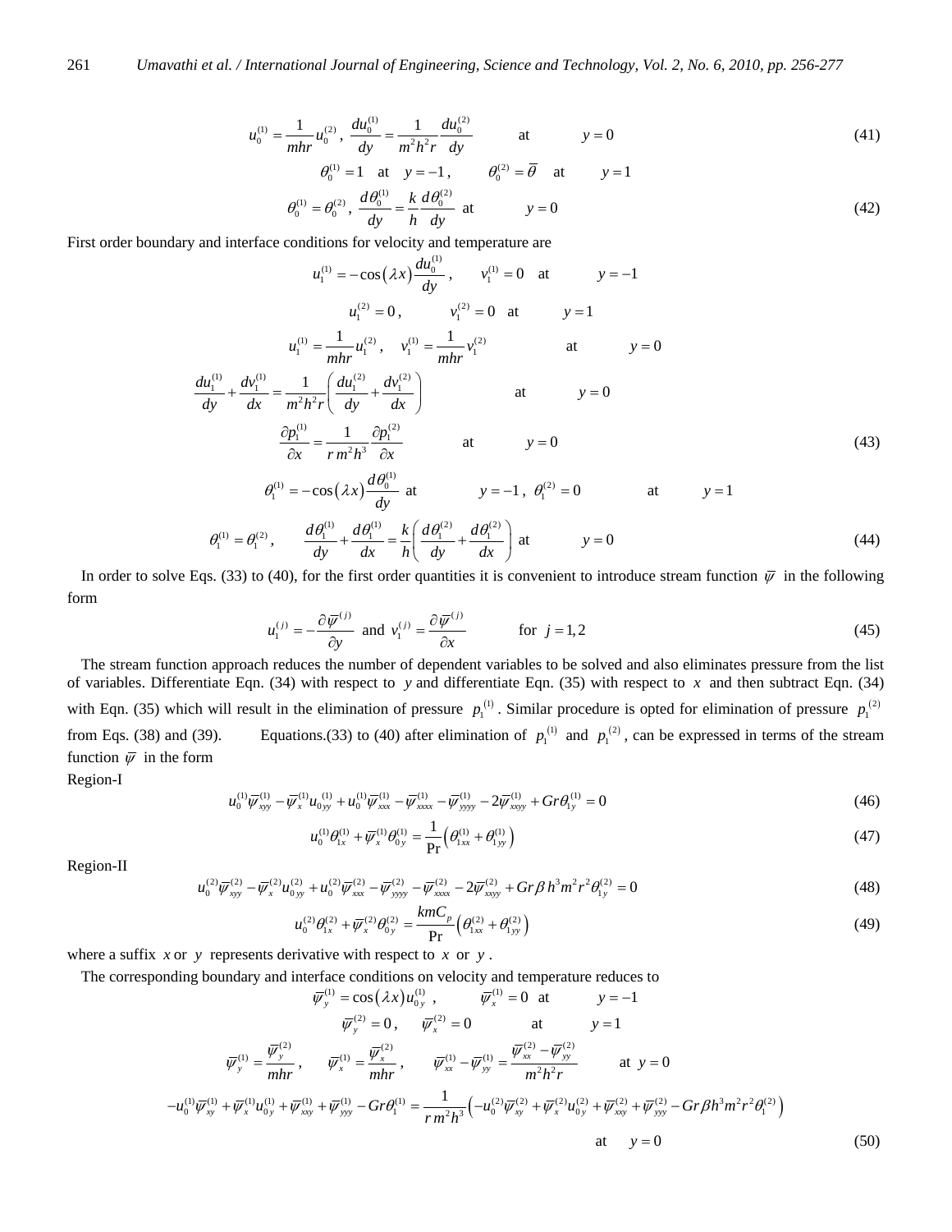$$u_0^{(1)} = \frac{1}{mhr} u_0^{(2)}, \quad \frac{du_0^{(1)}}{dy} = \frac{1}{m^2 h^2 r} \frac{du_0^{(2)}}{dy} \qquad \text{at} \qquad y = 0 \tag{41}$$

$$\theta_0^{(1)} = 1 \quad \text{at} \quad y = -1, \qquad \theta_0^{(2)} = \bar{\theta} \quad \text{at} \qquad y = 1$$

$$\theta_0^{(1)} = \theta_0^{(2)}, \quad \frac{d\theta_0^{(1)}}{dy} = \frac{k}{h} \frac{d\theta_0^{(2)}}{dy} \quad \text{at} \qquad y = 0 \tag{42}$$

First order boundary and interface conditions for velocity and temperature are

$$u_1^{(1)} = -\cos(\lambda x) \frac{du_0^{(1)}}{dy}, \qquad v_1^{(1)} = 0 \quad \text{at} \qquad y = -1$$

$$u_1^{(2)} = 0, \qquad v_1^{(2)} = 0 \quad \text{at} \qquad y = 1$$

$$u_1^{(1)} = \frac{1}{mhr} u_1^{(2)}, \quad v_1^{(1)} = \frac{1}{mhr} v_1^{(2)} \qquad \text{at} \qquad y = 0$$

$$\frac{du_1^{(1)}}{dy} + \frac{dv_1^{(1)}}{dx} = \frac{1}{m^2 h^2 r} \left( \frac{du_1^{(2)}}{dy} + \frac{dv_1^{(2)}}{dx} \right) \qquad \text{at} \qquad y = 0$$

$$\frac{\partial p_1^{(1)}}{\partial x} = \frac{1}{r\, m^2 h^3} \frac{\partial p_1^{(2)}}{\partial x} \qquad \text{at} \qquad y = 0 \tag{43}$$

$$\theta_1^{(1)} = -\cos(\lambda x) \frac{d\theta_0^{(1)}}{dy} \quad \text{at} \qquad y = -1, \quad \theta_1^{(2)} = 0 \qquad \text{at} \qquad y = 1$$

$$\theta_1^{(1)} = \theta_1^{(2)}, \qquad \frac{d\theta_1^{(1)}}{dy} + \frac{d\theta_1^{(1)}}{dx} = \frac{k}{h} \left( \frac{d\theta_1^{(2)}}{dy} + \frac{d\theta_1^{(2)}}{dx} \right) \quad \text{at} \qquad y = 0 \tag{44}$$

In order to solve Eqs. (33) to (40), for the first order quantities it is convenient to introduce stream function $\bar{\psi}$ in the following form

$$u_1^{(j)} = -\frac{\partial \bar{\psi}^{(j)}}{\partial y} \text{ and } v_1^{(j)} = \frac{\partial \bar{\psi}^{(j)}}{\partial x} \qquad \text{for } j = 1, 2 \tag{45}$$

The stream function approach reduces the number of dependent variables to be solved and also eliminates pressure from the list of variables. Differentiate Eqn. (34) with respect to $y$ and differentiate Eqn. (35) with respect to $x$ and then subtract Eqn. (34) with Eqn. (35) which will result in the elimination of pressure $p_1^{(1)}$. Similar procedure is opted for elimination of pressure $p_1^{(2)}$ from Eqs. (38) and (39). Equations.(33) to (40) after elimination of $p_1^{(1)}$ and $p_1^{(2)}$, can be expressed in terms of the stream function $\bar{\psi}$ in the form

Region-I

$$u_0^{(1)} \bar{\psi}_{xyy}^{(1)} - \bar{\psi}_x^{(1)} u_{0yy}^{(1)} + u_0^{(1)} \bar{\psi}_{xxx}^{(1)} - \bar{\psi}_{xxxx}^{(1)} - \bar{\psi}_{yyyy}^{(1)} - 2\bar{\psi}_{xxyy}^{(1)} + Gr\, \theta_{1y}^{(1)} = 0 \tag{46}$$

$$u_0^{(1)} \theta_{1x}^{(1)} + \bar{\psi}_x^{(1)} \theta_{0y}^{(1)} = \frac{1}{\Pr} \left( \theta_{1xx}^{(1)} + \theta_{1yy}^{(1)} \right) \tag{47}$$

Region-II

$$u_0^{(2)} \bar{\psi}_{xyy}^{(2)} - \bar{\psi}_x^{(2)} u_{0yy}^{(2)} + u_0^{(2)} \bar{\psi}_{xxx}^{(2)} - \bar{\psi}_{yyyy}^{(2)} - \bar{\psi}_{xxxx}^{(2)} - 2\bar{\psi}_{xxyy}^{(2)} + Gr\, \beta\, h^3 m^2 r^2 \theta_{1y}^{(2)} = 0 \tag{48}$$

$$u_0^{(2)} \theta_{1x}^{(2)} + \bar{\psi}_x^{(2)} \theta_{0y}^{(2)} = \frac{kmC_p}{\Pr} \left( \theta_{1xx}^{(2)} + \theta_{1yy}^{(2)} \right) \tag{49}$$

where a suffix $x$ or $y$ represents derivative with respect to $x$ or $y$.

The corresponding boundary and interface conditions on velocity and temperature reduces to

$$\bar{\psi}_y^{(1)} = \cos(\lambda x) u_{0y}^{(1)}, \qquad \bar{\psi}_x^{(1)} = 0 \quad \text{at} \qquad y = -1$$

$$\bar{\psi}_y^{(2)} = 0, \qquad \bar{\psi}_x^{(2)} = 0 \qquad \text{at} \qquad y = 1$$

$$\bar{\psi}_y^{(1)} = \frac{\bar{\psi}_y^{(2)}}{mhr}, \qquad \bar{\psi}_x^{(1)} = \frac{\bar{\psi}_x^{(2)}}{mhr}, \qquad \bar{\psi}_{xx}^{(1)} - \bar{\psi}_{yy}^{(1)} = \frac{\bar{\psi}_{xx}^{(2)} - \bar{\psi}_{yy}^{(2)}}{m^2 h^2 r} \qquad \text{at } y = 0$$

$$-u_0^{(1)} \bar{\psi}_{xy}^{(1)} + \bar{\psi}_x^{(1)} u_{0y}^{(1)} + \bar{\psi}_{xxy}^{(1)} + \bar{\psi}_{yyy}^{(1)} - Gr\, \theta_1^{(1)} = \frac{1}{r\, m^2 h^3} \left( -u_0^{(2)} \bar{\psi}_{xy}^{(2)} + \bar{\psi}_x^{(2)} u_{0y}^{(2)} + \bar{\psi}_{xxy}^{(2)} + \bar{\psi}_{yyy}^{(2)} - Gr\, \beta h^3 m^2 r^2 \theta_1^{(2)} \right)$$

$$\text{at} \quad y = 0 \tag{50}$$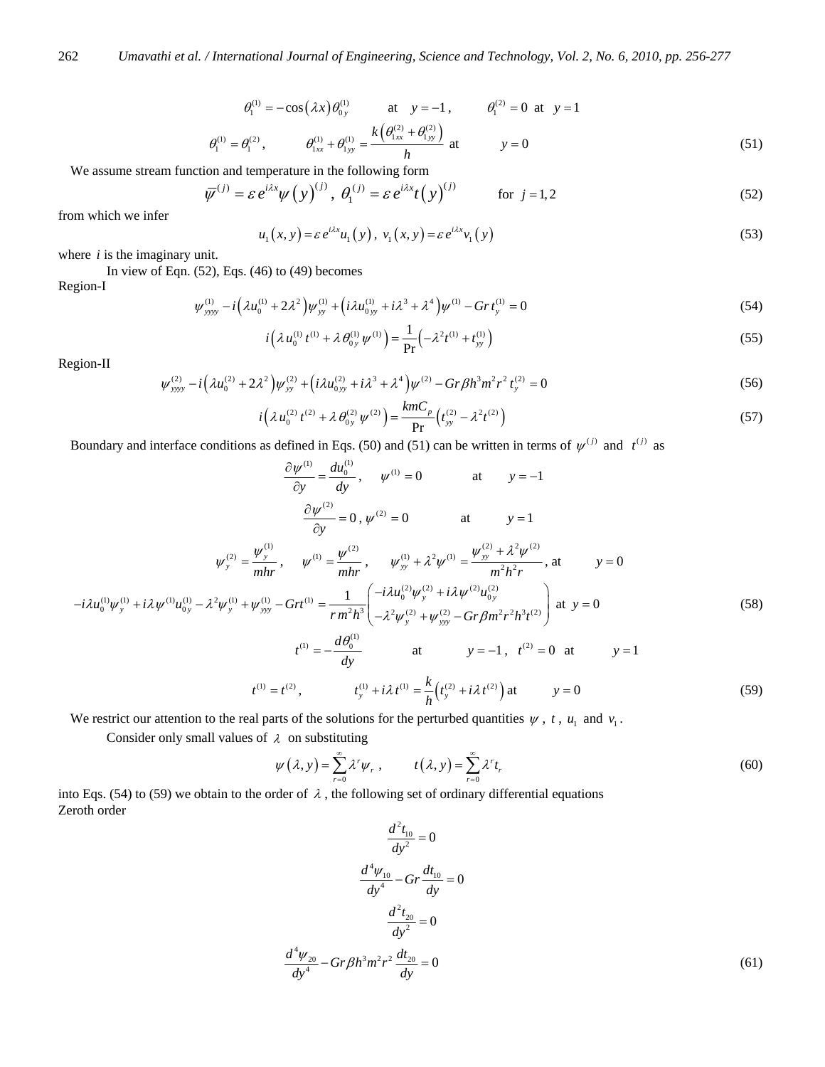$$\theta_1^{(1)} = -\cos(\lambda x)\theta_{0y}^{(1)} \qquad \text{at} \quad y = -1, \qquad \theta_1^{(2)} = 0 \ \text{at} \ \ y = 1$$

$$\theta_1^{(1)} = \theta_1^{(2)}, \qquad \theta_{1xx}^{(1)} + \theta_{1yy}^{(1)} = \frac{k\left(\theta_{1xx}^{(2)} + \theta_{1yy}^{(2)}\right)}{h} \ \text{at} \qquad y = 0 \tag{51}$$

We assume stream function and temperature in the following form

$$\overline{\psi}^{(j)} = \varepsilon\, e^{i\lambda x}\psi(y)^{(j)}, \ \theta_1^{(j)} = \varepsilon\, e^{i\lambda x} t(y)^{(j)} \qquad \text{for} \ \ j = 1, 2 \tag{52}$$

from which we infer

$$u_1(x, y) = \varepsilon\, e^{i\lambda x} u_1(y), \ v_1(x, y) = \varepsilon\, e^{i\lambda x} v_1(y) \tag{53}$$

where $i$ is the imaginary unit.

In view of Eqn. (52), Eqs. (46) to (49) becomes

Region-I

$$\psi_{yyyy}^{(1)} - i\left(\lambda u_0^{(1)} + 2\lambda^2\right)\psi_{yy}^{(1)} + \left(i\lambda u_{0yy}^{(1)} + i\lambda^3 + \lambda^4\right)\psi^{(1)} - Gr\, t_y^{(1)} = 0 \tag{54}$$

$$i\left(\lambda\, u_0^{(1)}\, t^{(1)} + \lambda\, \theta_{0y}^{(1)}\, \psi^{(1)}\right) = \frac{1}{\Pr}\left(-\lambda^2 t^{(1)} + t_{yy}^{(1)}\right) \tag{55}$$

Region-II

$$\psi_{yyyy}^{(2)} - i\left(\lambda u_0^{(2)} + 2\lambda^2\right)\psi_{yy}^{(2)} + \left(i\lambda u_{0yy}^{(2)} + i\lambda^3 + \lambda^4\right)\psi^{(2)} - Gr\beta h^3 m^2 r^2\, t_y^{(2)} = 0 \tag{56}$$

$$i\left(\lambda\, u_0^{(2)}\, t^{(2)} + \lambda\, \theta_{0y}^{(2)}\, \psi^{(2)}\right) = \frac{kmC_p}{\Pr}\left(t_{yy}^{(2)} - \lambda^2 t^{(2)}\right) \tag{57}$$

Boundary and interface conditions as defined in Eqs. (50) and (51) can be written in terms of $\psi^{(j)}$ and $t^{(j)}$ as

$$\frac{\partial \psi^{(1)}}{\partial y} = \frac{du_0^{(1)}}{dy}, \quad \psi^{(1)} = 0 \qquad \text{at} \qquad y = -1$$

$$\frac{\partial \psi^{(2)}}{\partial y} = 0, \ \psi^{(2)} = 0 \qquad \text{at} \qquad y = 1$$

$$\psi_y^{(2)} = \frac{\psi_y^{(1)}}{mhr}, \quad \psi^{(1)} = \frac{\psi^{(2)}}{mhr}, \quad \psi_{yy}^{(1)} + \lambda^2\psi^{(1)} = \frac{\psi_{yy}^{(2)} + \lambda^2\psi^{(2)}}{m^2h^2r}, \ \text{at} \qquad y = 0$$

$$-i\lambda u_0^{(1)}\psi_y^{(1)} + i\lambda\psi^{(1)}u_{0y}^{(1)} - \lambda^2\psi_y^{(1)} + \psi_{yyy}^{(1)} - Grt^{(1)} = \frac{1}{r\, m^2h^3}\begin{pmatrix} -i\lambda u_0^{(2)}\psi_y^{(2)} + i\lambda\psi^{(2)}u_{0y}^{(2)} \\ -\lambda^2\psi_y^{(2)} + \psi_{yyy}^{(2)} - Gr\beta m^2r^2h^3t^{(2)} \end{pmatrix} \ \text{at} \ \ y = 0 \tag{58}$$

$$t^{(1)} = -\frac{d\theta_0^{(1)}}{dy} \qquad \text{at} \qquad y = -1, \quad t^{(2)} = 0 \ \ \text{at} \qquad y = 1$$

$$t^{(1)} = t^{(2)}, \qquad t_y^{(1)} + i\lambda\, t^{(1)} = \frac{k}{h}\left(t_y^{(2)} + i\lambda\, t^{(2)}\right) \text{at} \qquad y = 0 \tag{59}$$

We restrict our attention to the real parts of the solutions for the perturbed quantities $\psi$, $t$, $u_1$ and $v_1$.

Consider only small values of $\lambda$ on substituting

$$\psi(\lambda, y) = \sum_{r=0}^{\infty}\lambda^r\psi_r, \qquad t(\lambda, y) = \sum_{r=0}^{\infty}\lambda^r t_r \tag{60}$$

into Eqs. (54) to (59) we obtain to the order of $\lambda$, the following set of ordinary differential equations

Zeroth order

$$\frac{d^2t_{10}}{dy^2} = 0$$

$$\frac{d^4\psi_{10}}{dy^4} - Gr\frac{dt_{10}}{dy} = 0$$

$$\frac{d^2t_{20}}{dy^2} = 0$$

$$\frac{d^4\psi_{20}}{dy^4} - Gr\beta h^3m^2r^2\frac{dt_{20}}{dy} = 0 \tag{61}$$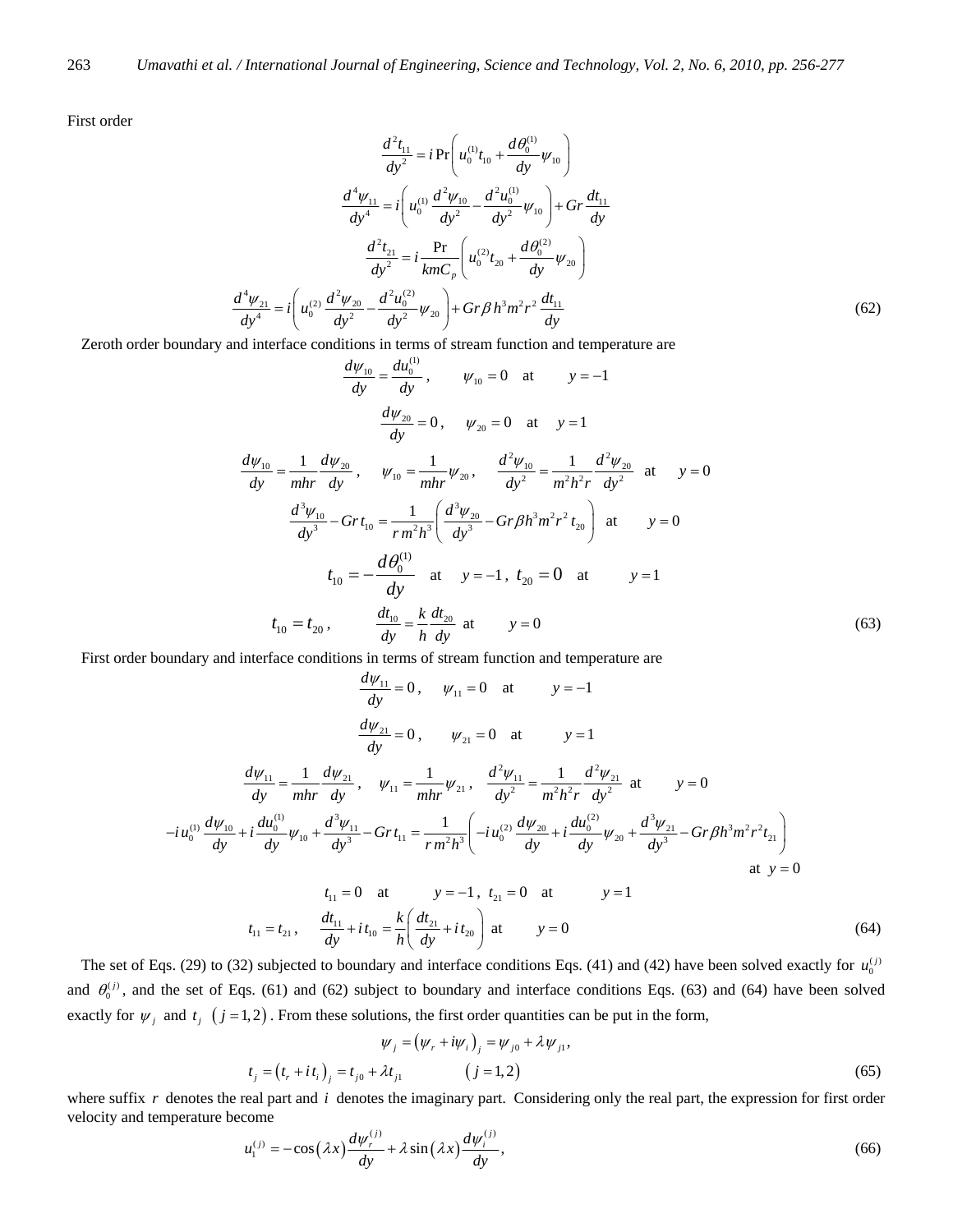First order

$$\frac{d^2 t_{11}}{dy^2} = i \Pr \left( u_0^{(1)} t_{10} + \frac{d\theta_0^{(1)}}{dy} \psi_{10} \right)$$

$$\frac{d^4 \psi_{11}}{dy^4} = i \left( u_0^{(1)} \frac{d^2 \psi_{10}}{dy^2} - \frac{d^2 u_0^{(1)}}{dy^2} \psi_{10} \right) + Gr \frac{dt_{11}}{dy}$$

$$\frac{d^2 t_{21}}{dy^2} = i \frac{\Pr}{kmC_p} \left( u_0^{(2)} t_{20} + \frac{d\theta_0^{(2)}}{dy} \psi_{20} \right)$$

$$\frac{d^4 \psi_{21}}{dy^4} = i \left( u_0^{(2)} \frac{d^2 \psi_{20}}{dy^2} - \frac{d^2 u_0^{(2)}}{dy^2} \psi_{20} \right) + Gr \beta h^3 m^2 r^2 \frac{dt_{11}}{dy} \tag{62}$$

Zeroth order boundary and interface conditions in terms of stream function and temperature are

$$\frac{d\psi_{10}}{dy} = \frac{du_0^{(1)}}{dy}, \qquad \psi_{10} = 0 \quad \text{at} \qquad y = -1$$

$$\frac{d\psi_{20}}{dy} = 0, \qquad \psi_{20} = 0 \quad \text{at} \quad y = 1$$

$$\frac{d\psi_{10}}{dy} = \frac{1}{mhr} \frac{d\psi_{20}}{dy}, \quad \psi_{10} = \frac{1}{mhr} \psi_{20}, \quad \frac{d^2 \psi_{10}}{dy^2} = \frac{1}{m^2 h^2 r} \frac{d^2 \psi_{20}}{dy^2} \quad \text{at} \quad y = 0$$

$$\frac{d^3 \psi_{10}}{dy^3} - Gr\, t_{10} = \frac{1}{r\, m^2 h^3} \left( \frac{d^3 \psi_{20}}{dy^3} - Gr \beta h^3 m^2 r^2\, t_{20} \right) \quad \text{at} \qquad y = 0$$

$$t_{10} = -\frac{d\theta_0^{(1)}}{dy} \quad \text{at} \quad y = -1, \; t_{20} = 0 \quad \text{at} \qquad y = 1$$

$$t_{10} = t_{20}, \qquad \frac{dt_{10}}{dy} = \frac{k}{h} \frac{dt_{20}}{dy} \quad \text{at} \qquad y = 0 \tag{63}$$

First order boundary and interface conditions in terms of stream function and temperature are

$$\frac{d\psi_{11}}{dy} = 0, \qquad \psi_{11} = 0 \quad \text{at} \qquad y = -1$$

$$\frac{d\psi_{21}}{dy} = 0, \qquad \psi_{21} = 0 \quad \text{at} \qquad y = 1$$

$$\frac{d\psi_{11}}{dy} = \frac{1}{mhr} \frac{d\psi_{21}}{dy}, \quad \psi_{11} = \frac{1}{mhr} \psi_{21}, \quad \frac{d^2 \psi_{11}}{dy^2} = \frac{1}{m^2 h^2 r} \frac{d^2 \psi_{21}}{dy^2} \quad \text{at} \qquad y = 0$$

$$-i\, u_0^{(1)} \frac{d\psi_{10}}{dy} + i \frac{du_0^{(1)}}{dy} \psi_{10} + \frac{d^3 \psi_{11}}{dy^3} - Gr\, t_{11} = \frac{1}{r\, m^2 h^3} \left( -i\, u_0^{(2)} \frac{d\psi_{20}}{dy} + i \frac{du_0^{(2)}}{dy} \psi_{20} + \frac{d^3 \psi_{21}}{dy^3} - Gr \beta h^3 m^2 r^2 t_{21} \right) \quad \text{at} \;\; y = 0$$

$$t_{11} = 0 \quad \text{at} \qquad y = -1, \; t_{21} = 0 \quad \text{at} \qquad y = 1$$

$$t_{11} = t_{21}, \qquad \frac{dt_{11}}{dy} + i\, t_{10} = \frac{k}{h} \left( \frac{dt_{21}}{dy} + i\, t_{20} \right) \quad \text{at} \qquad y = 0 \tag{64}$$

The set of Eqs. (29) to (32) subjected to boundary and interface conditions Eqs. (41) and (42) have been solved exactly for $u_0^{(j)}$ and $\theta_0^{(j)}$, and the set of Eqs. (61) and (62) subject to boundary and interface conditions Eqs. (63) and (64) have been solved exactly for $\psi_j$ and $t_j$ $(j = 1, 2)$. From these solutions, the first order quantities can be put in the form,

$$\psi_j = \left( \psi_r + i \psi_i \right)_j = \psi_{j0} + \lambda \psi_{j1},$$

$$t_j = \left( t_r + i\, t_i \right)_j = t_{j0} + \lambda t_{j1} \qquad (j = 1, 2) \tag{65}$$

where suffix $r$ denotes the real part and $i$ denotes the imaginary part. Considering only the real part, the expression for first order velocity and temperature become

$$u_1^{(j)} = -\cos(\lambda x) \frac{d\psi_r^{(j)}}{dy} + \lambda \sin(\lambda x) \frac{d\psi_i^{(j)}}{dy}, \tag{66}$$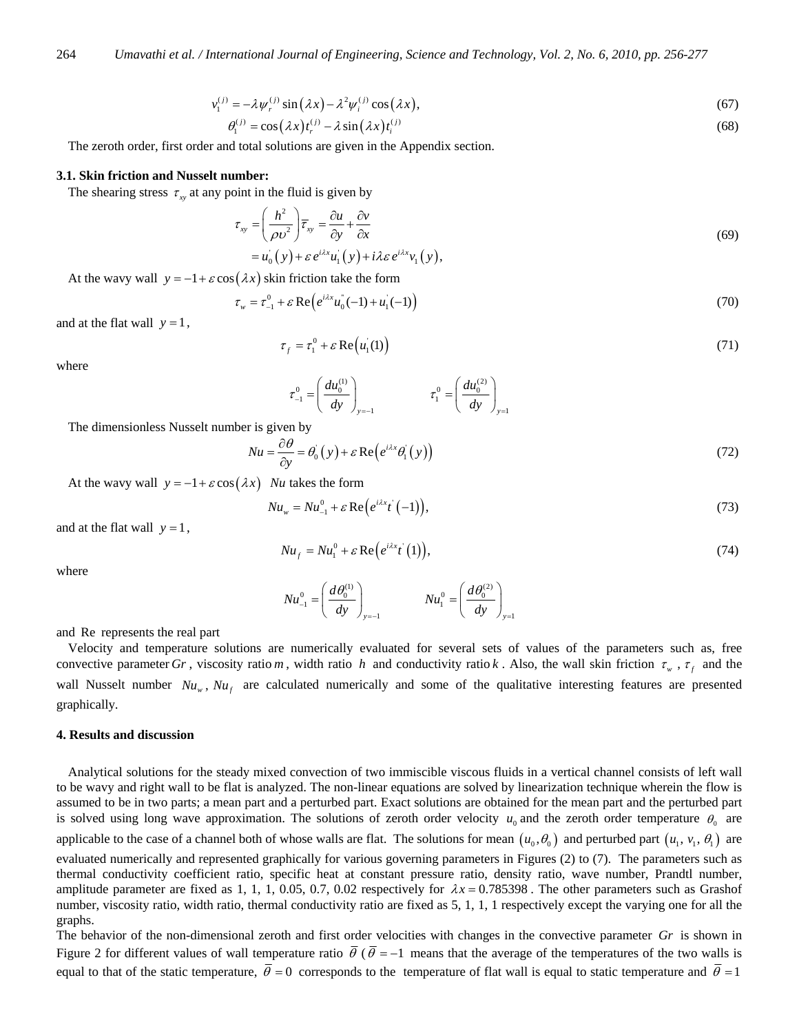$$v_1^{(j)} = -\lambda\psi_r^{(j)}\sin(\lambda x) - \lambda^2\psi_i^{(j)}\cos(\lambda x), \tag{67}$$

$$\theta_1^{(j)} = \cos(\lambda x)t_r^{(j)} - \lambda\sin(\lambda x)t_i^{(j)} \tag{68}$$

The zeroth order, first order and total solutions are given in the Appendix section.

### 3.1. Skin friction and Nusselt number:

The shearing stress $\tau_{xy}$ at any point in the fluid is given by

$$\begin{aligned}\tau_{xy} &= \left(\frac{h^2}{\rho\upsilon^2}\right)\overline{\tau}_{xy} = \frac{\partial u}{\partial y} + \frac{\partial v}{\partial x} \\ &= u_0'(y) + \varepsilon e^{i\lambda x}u_1'(y) + i\lambda\varepsilon e^{i\lambda x}v_1(y),\end{aligned} \tag{69}$$

At the wavy wall $y = -1 + \varepsilon\cos(\lambda x)$ skin friction take the form

$$\tau_w = \tau_{-1}^0 + \varepsilon\,\mathrm{Re}\left(e^{i\lambda x}u_0''(-1) + u_1'(-1)\right) \tag{70}$$

and at the flat wall $y = 1$,

$$\tau_f = \tau_1^0 + \varepsilon\,\mathrm{Re}\left(u_1'(1)\right) \tag{71}$$

where

$$\tau_{-1}^0 = \left(\frac{du_0^{(1)}}{dy}\right)_{y=-1} \qquad \tau_1^0 = \left(\frac{du_0^{(2)}}{dy}\right)_{y=1}$$

The dimensionless Nusselt number is given by

$$Nu = \frac{\partial\theta}{\partial y} = \theta_0'(y) + \varepsilon\,\mathrm{Re}\left(e^{i\lambda x}\theta_1'(y)\right) \tag{72}$$

At the wavy wall $y = -1 + \varepsilon\cos(\lambda x)$ $Nu$ takes the form

$$Nu_w = Nu_{-1}^0 + \varepsilon\,\mathrm{Re}\left(e^{i\lambda x}t'(-1)\right), \tag{73}$$

and at the flat wall $y = 1$,

$$Nu_f = Nu_1^0 + \varepsilon\,\mathrm{Re}\left(e^{i\lambda x}t'(1)\right), \tag{74}$$

where

$$Nu_{-1}^0 = \left(\frac{d\theta_0^{(1)}}{dy}\right)_{y=-1} \qquad Nu_1^0 = \left(\frac{d\theta_0^{(2)}}{dy}\right)_{y=1}$$

and Re represents the real part

Velocity and temperature solutions are numerically evaluated for several sets of values of the parameters such as, free convective parameter $Gr$, viscosity ratio $m$, width ratio $h$ and conductivity ratio $k$. Also, the wall skin friction $\tau_w$, $\tau_f$ and the wall Nusselt number $Nu_w$, $Nu_f$ are calculated numerically and some of the qualitative interesting features are presented graphically.

## 4. Results and discussion

Analytical solutions for the steady mixed convection of two immiscible viscous fluids in a vertical channel consists of left wall to be wavy and right wall to be flat is analyzed. The non-linear equations are solved by linearization technique wherein the flow is assumed to be in two parts; a mean part and a perturbed part. Exact solutions are obtained for the mean part and the perturbed part is solved using long wave approximation. The solutions of zeroth order velocity $u_0$ and the zeroth order temperature $\theta_0$ are applicable to the case of a channel both of whose walls are flat. The solutions for mean $(u_0, \theta_0)$ and perturbed part $(u_1, v_1, \theta_1)$ are evaluated numerically and represented graphically for various governing parameters in Figures (2) to (7). The parameters such as thermal conductivity coefficient ratio, specific heat at constant pressure ratio, density ratio, wave number, Prandtl number, amplitude parameter are fixed as 1, 1, 1, 0.05, 0.7, 0.02 respectively for $\lambda x = 0.785398$. The other parameters such as Grashof number, viscosity ratio, width ratio, thermal conductivity ratio are fixed as 5, 1, 1, 1 respectively except the varying one for all the graphs.

The behavior of the non-dimensional zeroth and first order velocities with changes in the convective parameter $Gr$ is shown in Figure 2 for different values of wall temperature ratio $\overline{\theta}$ ($\overline{\theta} = -1$ means that the average of the temperatures of the two walls is equal to that of the static temperature, $\overline{\theta} = 0$ corresponds to the temperature of flat wall is equal to static temperature and $\overline{\theta} = 1$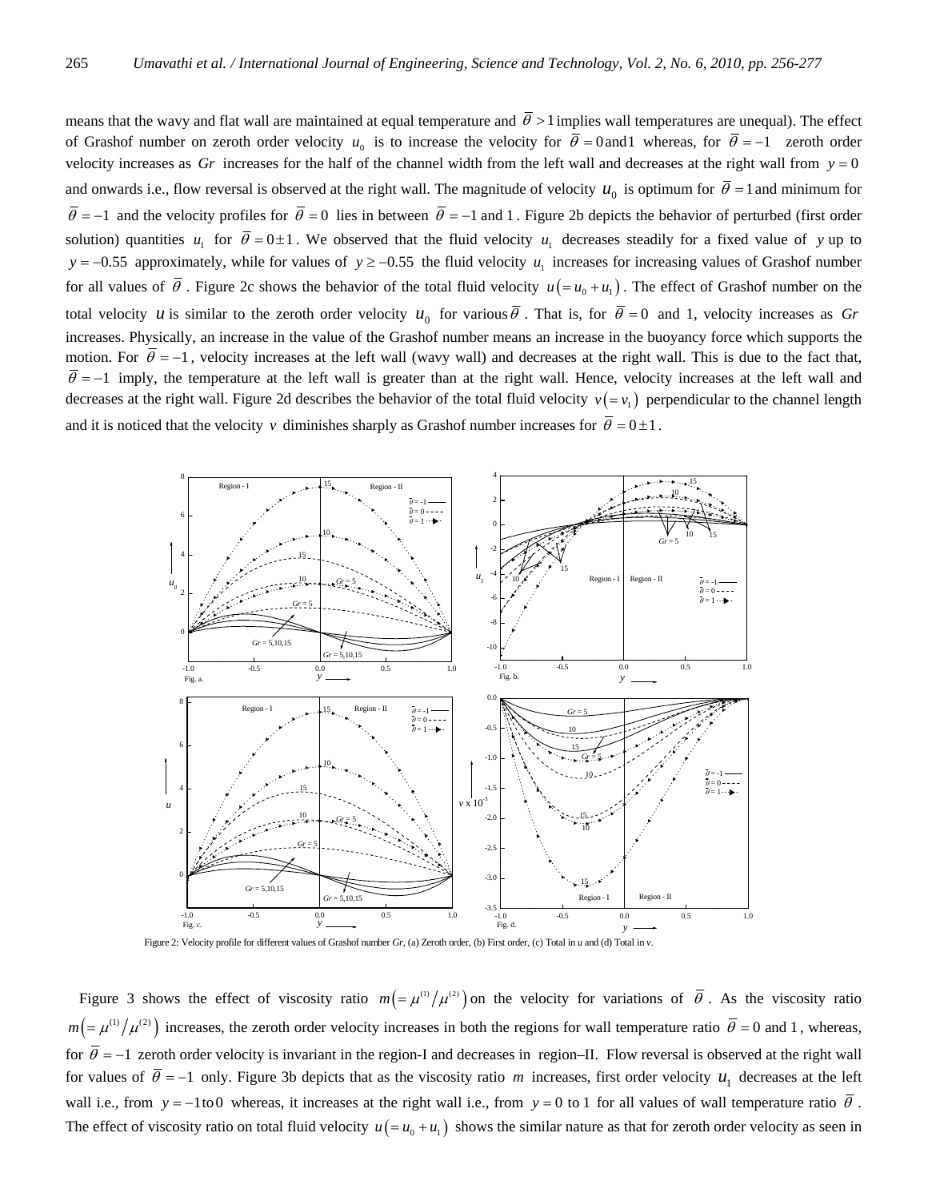means that the wavy and flat wall are maintained at equal temperature and $\overline{\theta} > 1$ implies wall temperatures are unequal). The effect of Grashof number on zeroth order velocity $u_0$ is to increase the velocity for $\overline{\theta} = 0$ and $1$ whereas, for $\overline{\theta} = -1$ zeroth order velocity increases as $Gr$ increases for the half of the channel width from the left wall and decreases at the right wall from $y = 0$ and onwards i.e., flow reversal is observed at the right wall. The magnitude of velocity $u_0$ is optimum for $\overline{\theta} = 1$ and minimum for $\overline{\theta} = -1$ and the velocity profiles for $\overline{\theta} = 0$ lies in between $\overline{\theta} = -1$ and $1$. Figure 2b depicts the behavior of perturbed (first order solution) quantities $u_1$ for $\overline{\theta} = 0 \pm 1$. We observed that the fluid velocity $u_1$ decreases steadily for a fixed value of $y$ up to $y = -0.55$ approximately, while for values of $y \geq -0.55$ the fluid velocity $u_1$ increases for increasing values of Grashof number for all values of $\overline{\theta}$. Figure 2c shows the behavior of the total fluid velocity $u\left(= u_0 + u_1\right)$. The effect of Grashof number on the total velocity $u$ is similar to the zeroth order velocity $u_0$ for various $\overline{\theta}$. That is, for $\overline{\theta} = 0$ and 1, velocity increases as $Gr$ increases. Physically, an increase in the value of the Grashof number means an increase in the buoyancy force which supports the motion. For $\overline{\theta} = -1$, velocity increases at the left wall (wavy wall) and decreases at the right wall. This is due to the fact that, $\overline{\theta} = -1$ imply, the temperature at the left wall is greater than at the right wall. Hence, velocity increases at the left wall and decreases at the right wall. Figure 2d describes the behavior of the total fluid velocity $v\left(= v_1\right)$ perpendicular to the channel length and it is noticed that the velocity $v$ diminishes sharply as Grashof number increases for $\overline{\theta} = 0 \pm 1$.

Figure 2: Velocity profile for different values of Grashof number $Gr$, (a) Zeroth order, (b) First order, (c) Total in $u$ and (d) Total in $v$.

Figure 3 shows the effect of viscosity ratio $m\left(= \mu^{(1)}/\mu^{(2)}\right)$ on the velocity for variations of $\overline{\theta}$. As the viscosity ratio $m\left(= \mu^{(1)}/\mu^{(2)}\right)$ increases, the zeroth order velocity increases in both the regions for wall temperature ratio $\overline{\theta} = 0$ and $1$, whereas, for $\overline{\theta} = -1$ zeroth order velocity is invariant in the region-I and decreases in region–II. Flow reversal is observed at the right wall for values of $\overline{\theta} = -1$ only. Figure 3b depicts that as the viscosity ratio $m$ increases, first order velocity $u_1$ decreases at the left wall i.e., from $y = -1$ to $0$ whereas, it increases at the right wall i.e., from $y = 0$ to $1$ for all values of wall temperature ratio $\overline{\theta}$. The effect of viscosity ratio on total fluid velocity $u\left(= u_0 + u_1\right)$ shows the similar nature as that for zeroth order velocity as seen in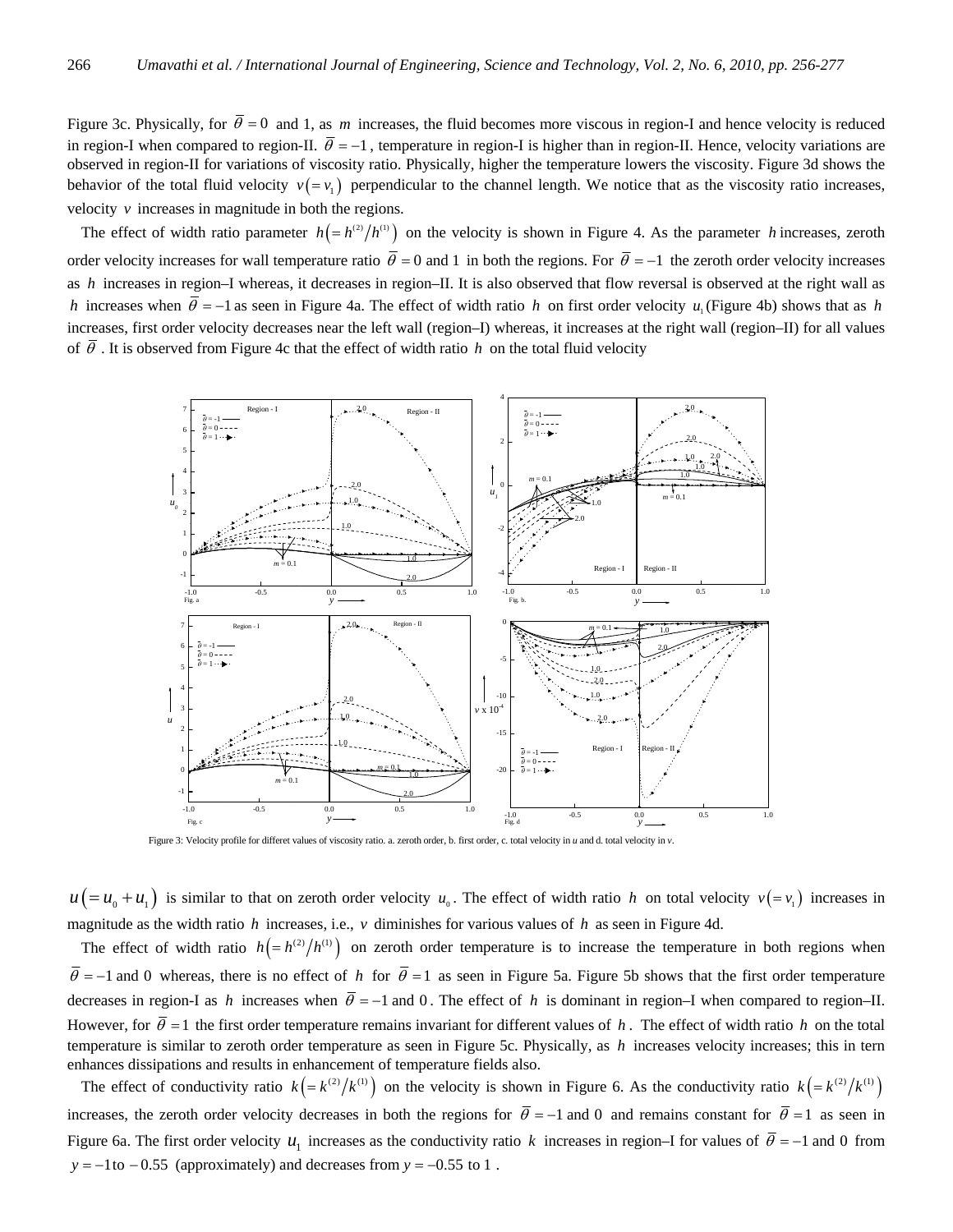Figure 3c. Physically, for $\bar{\theta} = 0$ and 1, as $m$ increases, the fluid becomes more viscous in region-I and hence velocity is reduced in region-I when compared to region-II. $\bar{\theta} = -1$, temperature in region-I is higher than in region-II. Hence, velocity variations are observed in region-II for variations of viscosity ratio. Physically, higher the temperature lowers the viscosity. Figure 3d shows the behavior of the total fluid velocity $v(= v_1)$ perpendicular to the channel length. We notice that as the viscosity ratio increases, velocity $v$ increases in magnitude in both the regions.

The effect of width ratio parameter $h\left(= h^{(2)}/h^{(1)}\right)$ on the velocity is shown in Figure 4. As the parameter $h$ increases, zeroth order velocity increases for wall temperature ratio $\bar{\theta} = 0$ and 1 in both the regions. For $\bar{\theta} = -1$ the zeroth order velocity increases as $h$ increases in region–I whereas, it decreases in region–II. It is also observed that flow reversal is observed at the right wall as $h$ increases when $\bar{\theta} = -1$ as seen in Figure 4a. The effect of width ratio $h$ on first order velocity $u_1$ (Figure 4b) shows that as $h$ increases, first order velocity decreases near the left wall (region–I) whereas, it increases at the right wall (region–II) for all values of $\bar{\theta}$. It is observed from Figure 4c that the effect of width ratio $h$ on the total fluid velocity

Figure 3: Velocity profile for differet values of viscosity ratio. a. zeroth order, b. first order, c. total velocity in *u* and d. total velocity in *v*.

$u(= u_0 + u_1)$ is similar to that on zeroth order velocity $u_0$. The effect of width ratio $h$ on total velocity $v(= v_1)$ increases in magnitude as the width ratio $h$ increases, i.e., $v$ diminishes for various values of $h$ as seen in Figure 4d.

The effect of width ratio $h\left(= h^{(2)}/h^{(1)}\right)$ on zeroth order temperature is to increase the temperature in both regions when $\bar{\theta} = -1$ and 0 whereas, there is no effect of $h$ for $\bar{\theta} = 1$ as seen in Figure 5a. Figure 5b shows that the first order temperature decreases in region-I as $h$ increases when $\bar{\theta} = -1$ and 0. The effect of $h$ is dominant in region–I when compared to region–II. However, for $\bar{\theta} = 1$ the first order temperature remains invariant for different values of $h$. The effect of width ratio $h$ on the total temperature is similar to zeroth order temperature as seen in Figure 5c. Physically, as $h$ increases velocity increases; this in tern enhances dissipations and results in enhancement of temperature fields also.

The effect of conductivity ratio $k\left(= k^{(2)}/k^{(1)}\right)$ on the velocity is shown in Figure 6. As the conductivity ratio $k\left(= k^{(2)}/k^{(1)}\right)$ increases, the zeroth order velocity decreases in both the regions for $\bar{\theta} = -1$ and 0 and remains constant for $\bar{\theta} = 1$ as seen in Figure 6a. The first order velocity $u_1$ increases as the conductivity ratio $k$ increases in region–I for values of $\bar{\theta} = -1$ and 0 from $y = -1$ to $-0.55$ (approximately) and decreases from $y = -0.55$ to 1 .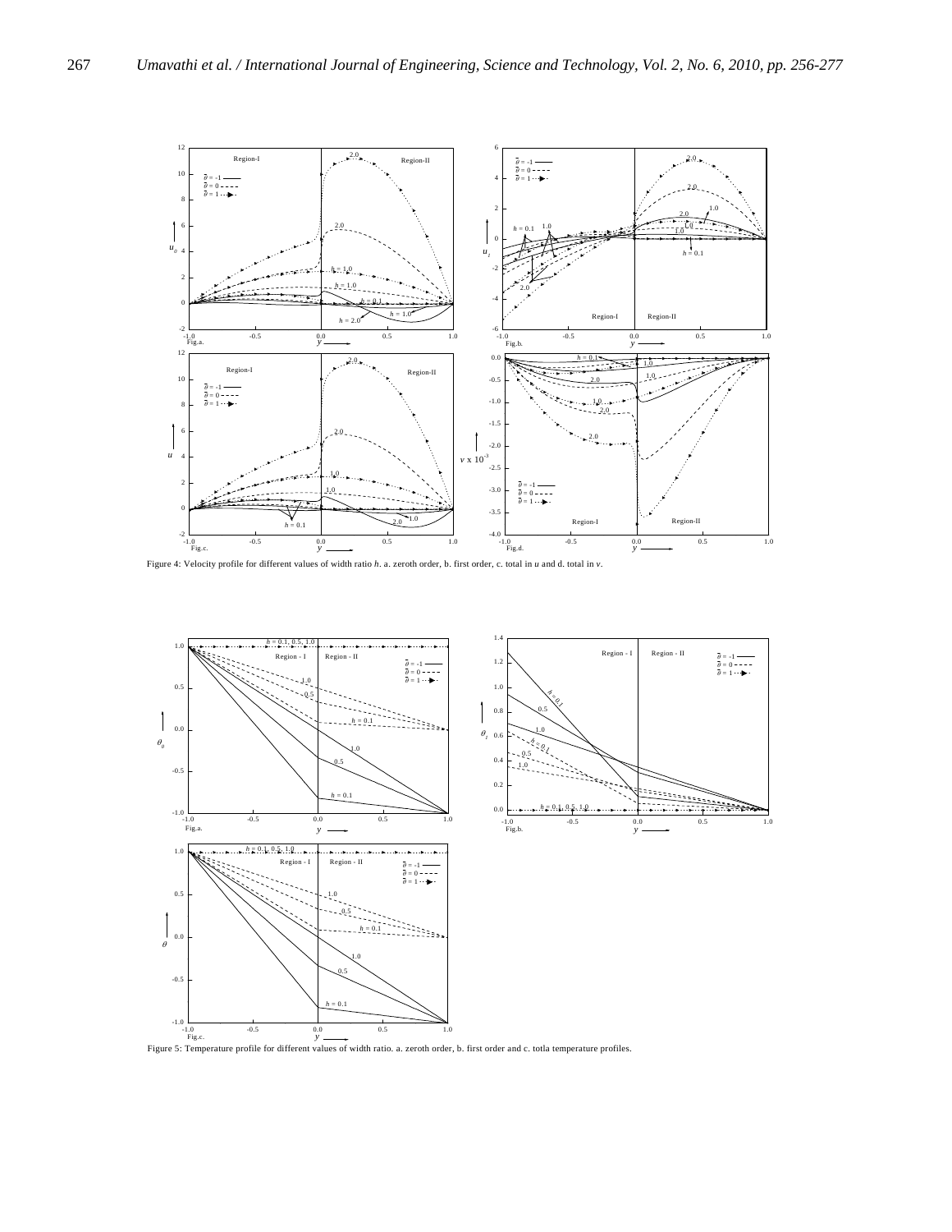Figure 4: Velocity profile for different values of width ratio $h$. a. zeroth order, b. first order, c. total in $u$ and d. total in $v$.

Figure 5: Temperature profile for different values of width ratio. a. zeroth order, b. first order and c. totla temperature profiles.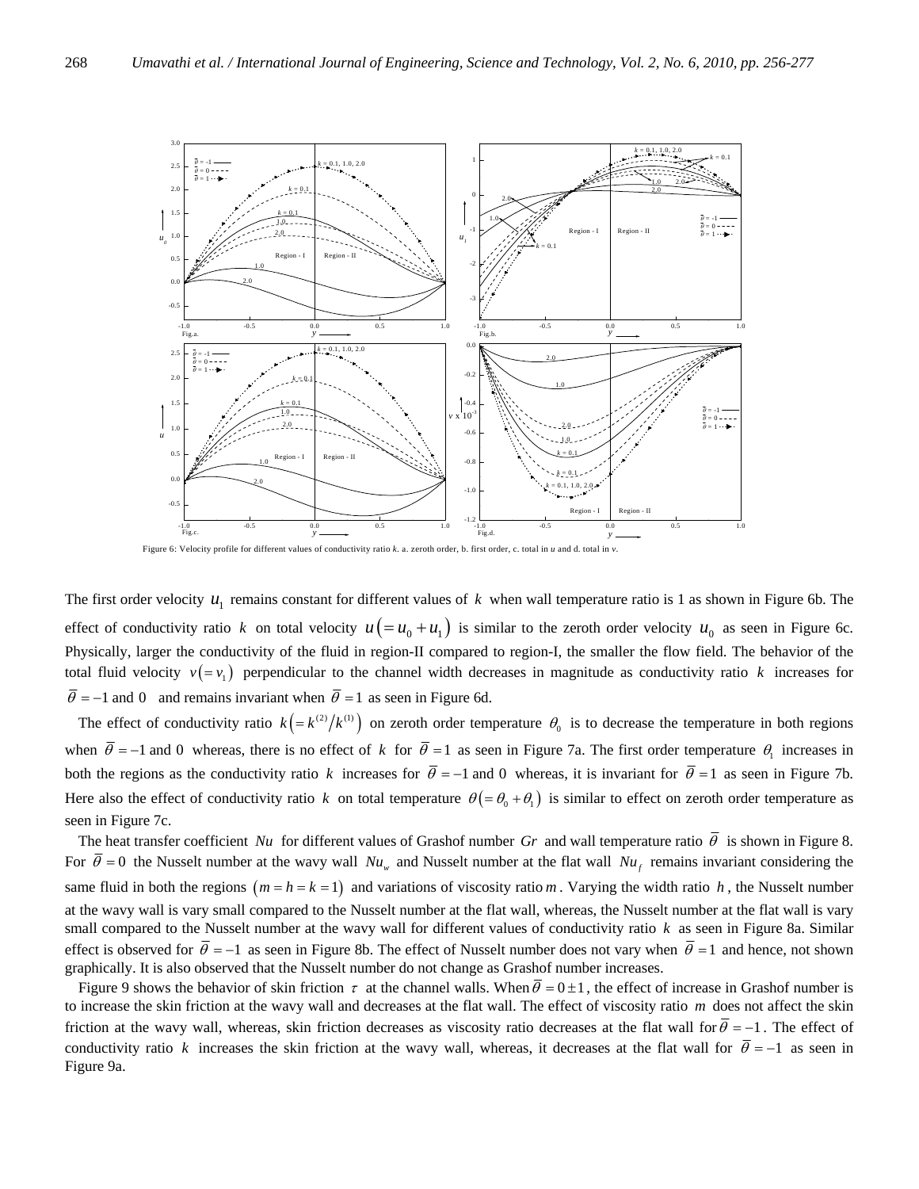Figure 6: Velocity profile for different values of conductivity ratio *k*. a. zeroth order, b. first order, c. total in *u* and d. total in *v*.

The first order velocity $u_1$ remains constant for different values of $k$ when wall temperature ratio is 1 as shown in Figure 6b. The effect of conductivity ratio $k$ on total velocity $u\left(=u_0+u_1\right)$ is similar to the zeroth order velocity $u_0$ as seen in Figure 6c. Physically, larger the conductivity of the fluid in region-II compared to region-I, the smaller the flow field. The behavior of the total fluid velocity $v\left(=v_1\right)$ perpendicular to the channel width decreases in magnitude as conductivity ratio $k$ increases for $\bar{\theta}=-1$ and 0 and remains invariant when $\bar{\theta}=1$ as seen in Figure 6d.

The effect of conductivity ratio $k\left(=k^{(2)}/k^{(1)}\right)$ on zeroth order temperature $\theta_0$ is to decrease the temperature in both regions when $\bar{\theta}=-1$ and 0 whereas, there is no effect of $k$ for $\bar{\theta}=1$ as seen in Figure 7a. The first order temperature $\theta_1$ increases in both the regions as the conductivity ratio $k$ increases for $\bar{\theta}=-1$ and 0 whereas, it is invariant for $\bar{\theta}=1$ as seen in Figure 7b. Here also the effect of conductivity ratio $k$ on total temperature $\theta\left(=\theta_0+\theta_1\right)$ is similar to effect on zeroth order temperature as seen in Figure 7c.

The heat transfer coefficient $Nu$ for different values of Grashof number $Gr$ and wall temperature ratio $\bar{\theta}$ is shown in Figure 8. For $\bar{\theta}=0$ the Nusselt number at the wavy wall $Nu_w$ and Nusselt number at the flat wall $Nu_f$ remains invariant considering the same fluid in both the regions $(m=h=k=1)$ and variations of viscosity ratio $m$. Varying the width ratio $h$, the Nusselt number at the wavy wall is vary small compared to the Nusselt number at the flat wall, whereas, the Nusselt number at the flat wall is vary small compared to the Nusselt number at the wavy wall for different values of conductivity ratio $k$ as seen in Figure 8a. Similar effect is observed for $\bar{\theta}=-1$ as seen in Figure 8b. The effect of Nusselt number does not vary when $\bar{\theta}=1$ and hence, not shown graphically. It is also observed that the Nusselt number do not change as Grashof number increases.

Figure 9 shows the behavior of skin friction $\tau$ at the channel walls. When $\bar{\theta}=0\pm 1$, the effect of increase in Grashof number is to increase the skin friction at the wavy wall and decreases at the flat wall. The effect of viscosity ratio $m$ does not affect the skin friction at the wavy wall, whereas, skin friction decreases as viscosity ratio decreases at the flat wall for $\bar{\theta}=-1$. The effect of conductivity ratio $k$ increases the skin friction at the wavy wall, whereas, it decreases at the flat wall for $\bar{\theta}=-1$ as seen in Figure 9a.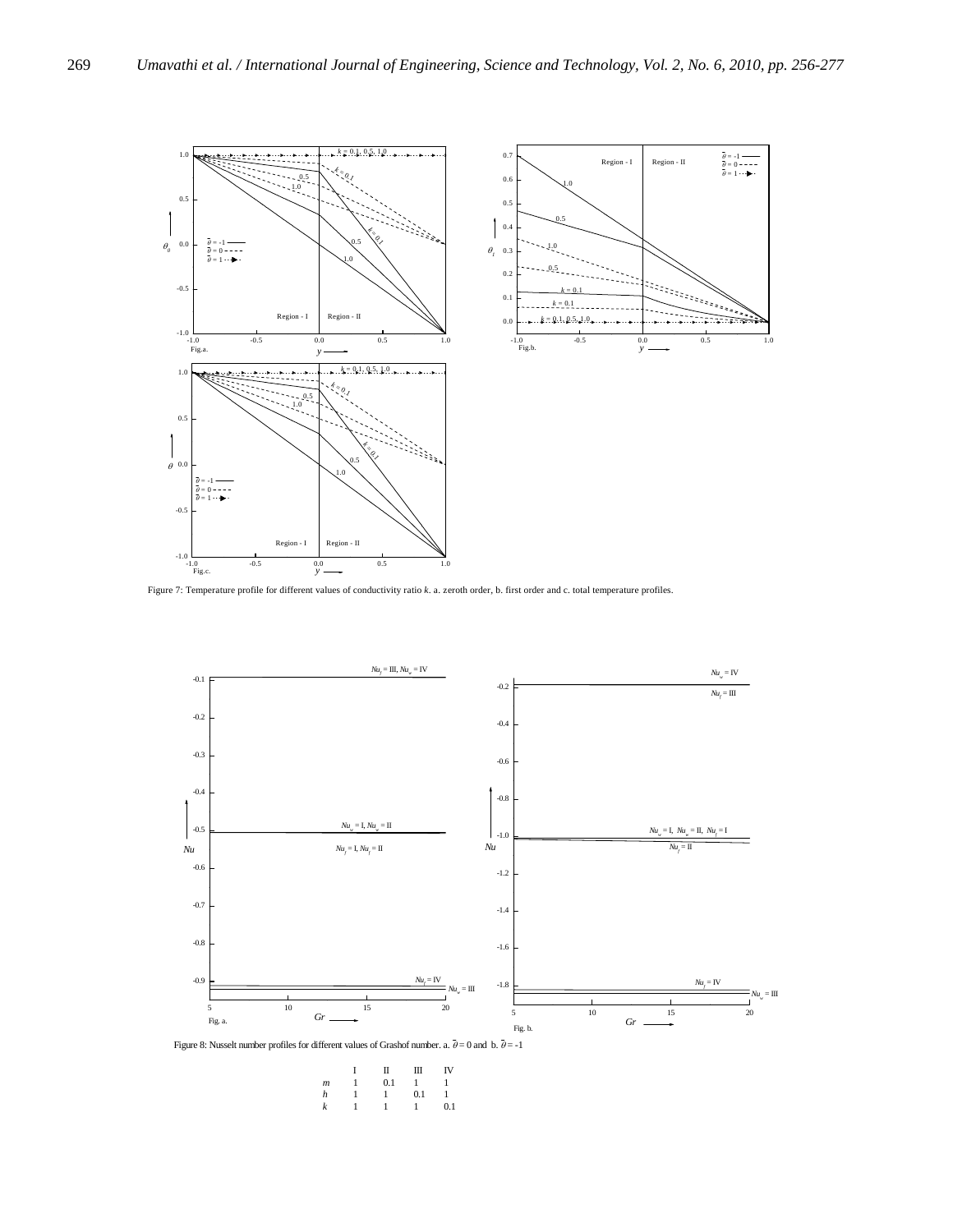Figure 7: Temperature profile for different values of conductivity ratio $k$. a. zeroth order, b. first order and c. total temperature profiles.

Figure 8: Nusselt number profiles for different values of Grashof number. a. $\bar{\theta} = 0$ and b. $\bar{\theta} = -1$

| | I | II | III | IV |
|---|---|---|---|---|
| $m$ | 1 | 0.1 | 1 | 1 |
| $h$ | 1 | 1 | 0.1 | 1 |
| $k$ | 1 | 1 | 1 | 0.1 |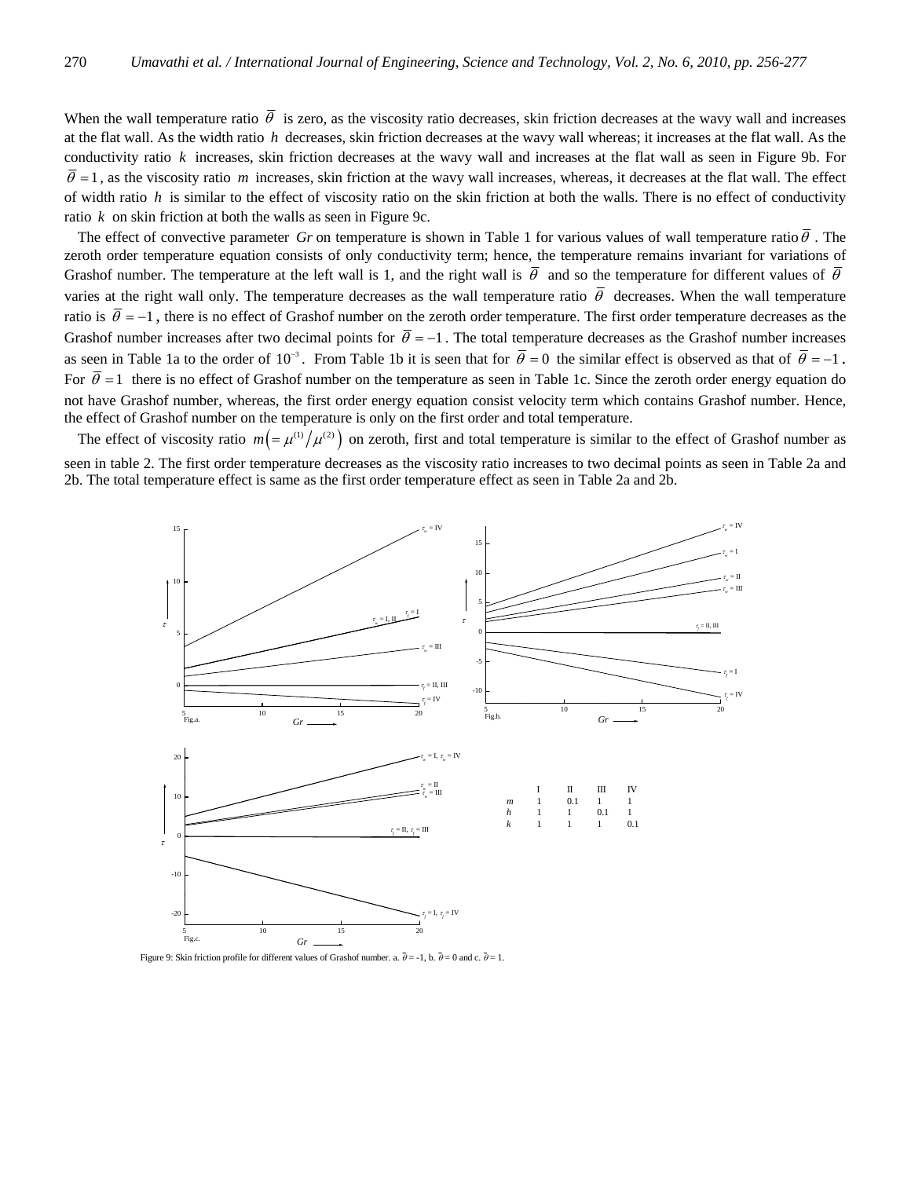When the wall temperature ratio $\overline{\theta}$ is zero, as the viscosity ratio decreases, skin friction decreases at the wavy wall and increases at the flat wall. As the width ratio $h$ decreases, skin friction decreases at the wavy wall whereas; it increases at the flat wall. As the conductivity ratio $k$ increases, skin friction decreases at the wavy wall and increases at the flat wall as seen in Figure 9b. For $\overline{\theta} = 1$, as the viscosity ratio $m$ increases, skin friction at the wavy wall increases, whereas, it decreases at the flat wall. The effect of width ratio $h$ is similar to the effect of viscosity ratio on the skin friction at both the walls. There is no effect of conductivity ratio $k$ on skin friction at both the walls as seen in Figure 9c.

The effect of convective parameter $Gr$ on temperature is shown in Table 1 for various values of wall temperature ratio $\overline{\theta}$. The zeroth order temperature equation consists of only conductivity term; hence, the temperature remains invariant for variations of Grashof number. The temperature at the left wall is 1, and the right wall is $\overline{\theta}$ and so the temperature for different values of $\overline{\theta}$ varies at the right wall only. The temperature decreases as the wall temperature ratio $\overline{\theta}$ decreases. When the wall temperature ratio is $\overline{\theta} = -1$, there is no effect of Grashof number on the zeroth order temperature. The first order temperature decreases as the Grashof number increases after two decimal points for $\overline{\theta} = -1$. The total temperature decreases as the Grashof number increases as seen in Table 1a to the order of $10^{-3}$. From Table 1b it is seen that for $\overline{\theta} = 0$ the similar effect is observed as that of $\overline{\theta} = -1$. For $\overline{\theta} = 1$ there is no effect of Grashof number on the temperature as seen in Table 1c. Since the zeroth order energy equation do not have Grashof number, whereas, the first order energy equation consist velocity term which contains Grashof number. Hence, the effect of Grashof number on the temperature is only on the first order and total temperature.

The effect of viscosity ratio $m\left(=\mu^{(1)}/\mu^{(2)}\right)$ on zeroth, first and total temperature is similar to the effect of Grashof number as seen in table 2. The first order temperature decreases as the viscosity ratio increases to two decimal points as seen in Table 2a and 2b. The total temperature effect is same as the first order temperature effect as seen in Table 2a and 2b.

| | I | II | III | IV |
|---|---|---|---|---|
| $m$ | 1 | 0.1 | 1 | 1 |
| $h$ | 1 | 1 | 0.1 | 1 |
| $k$ | 1 | 1 | 1 | 0.1 |

Figure 9: Skin friction profile for different values of Grashof number. a. $\overline{\theta} = -1$, b. $\overline{\theta} = 0$ and c. $\overline{\theta} = 1$.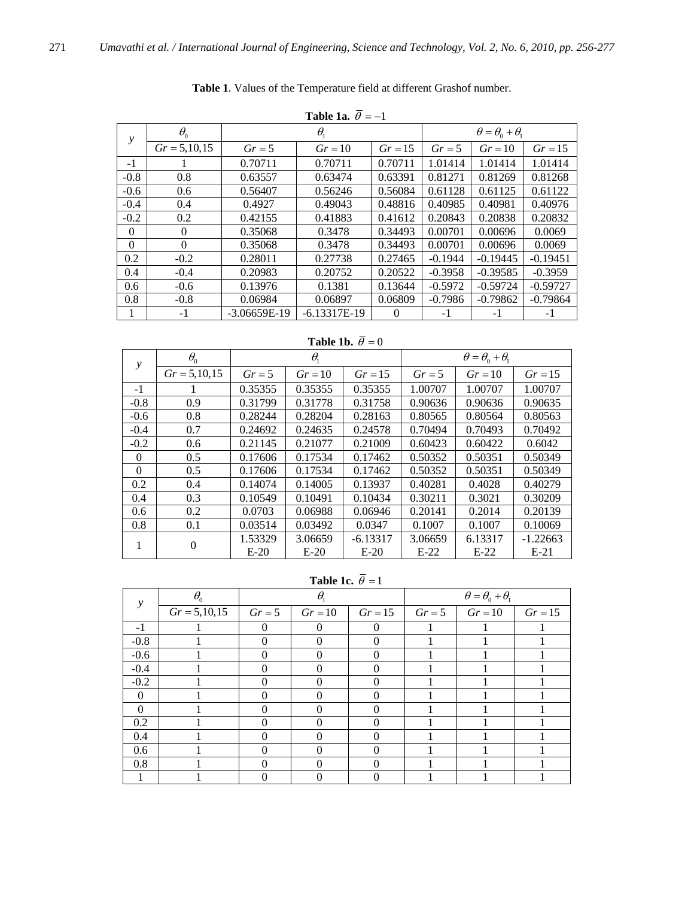**Table 1**. Values of the Temperature field at different Grashof number.

**Table 1a.** $\bar{\theta} = -1$

| $y$ | $\theta_0$ | $\theta_1$ | | | $\theta = \theta_0 + \theta_1$ | | |
|---|---|---|---|---|---|---|---|
| | $Gr = 5,10,15$ | $Gr = 5$ | $Gr = 10$ | $Gr = 15$ | $Gr = 5$ | $Gr = 10$ | $Gr = 15$ |
| -1 | 1 | 0.70711 | 0.70711 | 0.70711 | 1.01414 | 1.01414 | 1.01414 |
| -0.8 | 0.8 | 0.63557 | 0.63474 | 0.63391 | 0.81271 | 0.81269 | 0.81268 |
| -0.6 | 0.6 | 0.56407 | 0.56246 | 0.56084 | 0.61128 | 0.61125 | 0.61122 |
| -0.4 | 0.4 | 0.4927 | 0.49043 | 0.48816 | 0.40985 | 0.40981 | 0.40976 |
| -0.2 | 0.2 | 0.42155 | 0.41883 | 0.41612 | 0.20843 | 0.20838 | 0.20832 |
| 0 | 0 | 0.35068 | 0.3478 | 0.34493 | 0.00701 | 0.00696 | 0.0069 |
| 0 | 0 | 0.35068 | 0.3478 | 0.34493 | 0.00701 | 0.00696 | 0.0069 |
| 0.2 | -0.2 | 0.28011 | 0.27738 | 0.27465 | -0.1944 | -0.19445 | -0.19451 |
| 0.4 | -0.4 | 0.20983 | 0.20752 | 0.20522 | -0.3958 | -0.39585 | -0.3959 |
| 0.6 | -0.6 | 0.13976 | 0.1381 | 0.13644 | -0.5972 | -0.59724 | -0.59727 |
| 0.8 | -0.8 | 0.06984 | 0.06897 | 0.06809 | -0.7986 | -0.79862 | -0.79864 |
| 1 | -1 | -3.06659E-19 | -6.13317E-19 | 0 | -1 | -1 | -1 |

**Table 1b.** $\bar{\theta} = 0$

| $y$ | $\theta_0$ | $\theta_1$ | | | $\theta = \theta_0 + \theta_1$ | | |
|---|---|---|---|---|---|---|---|
| | $Gr = 5,10,15$ | $Gr = 5$ | $Gr = 10$ | $Gr = 15$ | $Gr = 5$ | $Gr = 10$ | $Gr = 15$ |
| -1 | 1 | 0.35355 | 0.35355 | 0.35355 | 1.00707 | 1.00707 | 1.00707 |
| -0.8 | 0.9 | 0.31799 | 0.31778 | 0.31758 | 0.90636 | 0.90636 | 0.90635 |
| -0.6 | 0.8 | 0.28244 | 0.28204 | 0.28163 | 0.80565 | 0.80564 | 0.80563 |
| -0.4 | 0.7 | 0.24692 | 0.24635 | 0.24578 | 0.70494 | 0.70493 | 0.70492 |
| -0.2 | 0.6 | 0.21145 | 0.21077 | 0.21009 | 0.60423 | 0.60422 | 0.6042 |
| 0 | 0.5 | 0.17606 | 0.17534 | 0.17462 | 0.50352 | 0.50351 | 0.50349 |
| 0 | 0.5 | 0.17606 | 0.17534 | 0.17462 | 0.50352 | 0.50351 | 0.50349 |
| 0.2 | 0.4 | 0.14074 | 0.14005 | 0.13937 | 0.40281 | 0.4028 | 0.40279 |
| 0.4 | 0.3 | 0.10549 | 0.10491 | 0.10434 | 0.30211 | 0.3021 | 0.30209 |
| 0.6 | 0.2 | 0.0703 | 0.06988 | 0.06946 | 0.20141 | 0.2014 | 0.20139 |
| 0.8 | 0.1 | 0.03514 | 0.03492 | 0.0347 | 0.1007 | 0.1007 | 0.10069 |
| 1 | 0 | 1.53329 E-20 | 3.06659 E-20 | -6.13317 E-20 | 3.06659 E-22 | 6.13317 E-22 | -1.22663 E-21 |

**Table 1c.** $\bar{\theta} = 1$

| $y$ | $\theta_0$ | $\theta_1$ | | | $\theta = \theta_0 + \theta_1$ | | |
|---|---|---|---|---|---|---|---|
| | $Gr = 5,10,15$ | $Gr = 5$ | $Gr = 10$ | $Gr = 15$ | $Gr = 5$ | $Gr = 10$ | $Gr = 15$ |
| -1 | 1 | 0 | 0 | 0 | 1 | 1 | 1 |
| -0.8 | 1 | 0 | 0 | 0 | 1 | 1 | 1 |
| -0.6 | 1 | 0 | 0 | 0 | 1 | 1 | 1 |
| -0.4 | 1 | 0 | 0 | 0 | 1 | 1 | 1 |
| -0.2 | 1 | 0 | 0 | 0 | 1 | 1 | 1 |
| 0 | 1 | 0 | 0 | 0 | 1 | 1 | 1 |
| 0 | 1 | 0 | 0 | 0 | 1 | 1 | 1 |
| 0.2 | 1 | 0 | 0 | 0 | 1 | 1 | 1 |
| 0.4 | 1 | 0 | 0 | 0 | 1 | 1 | 1 |
| 0.6 | 1 | 0 | 0 | 0 | 1 | 1 | 1 |
| 0.8 | 1 | 0 | 0 | 0 | 1 | 1 | 1 |
| 1 | 1 | 0 | 0 | 0 | 1 | 1 | 1 |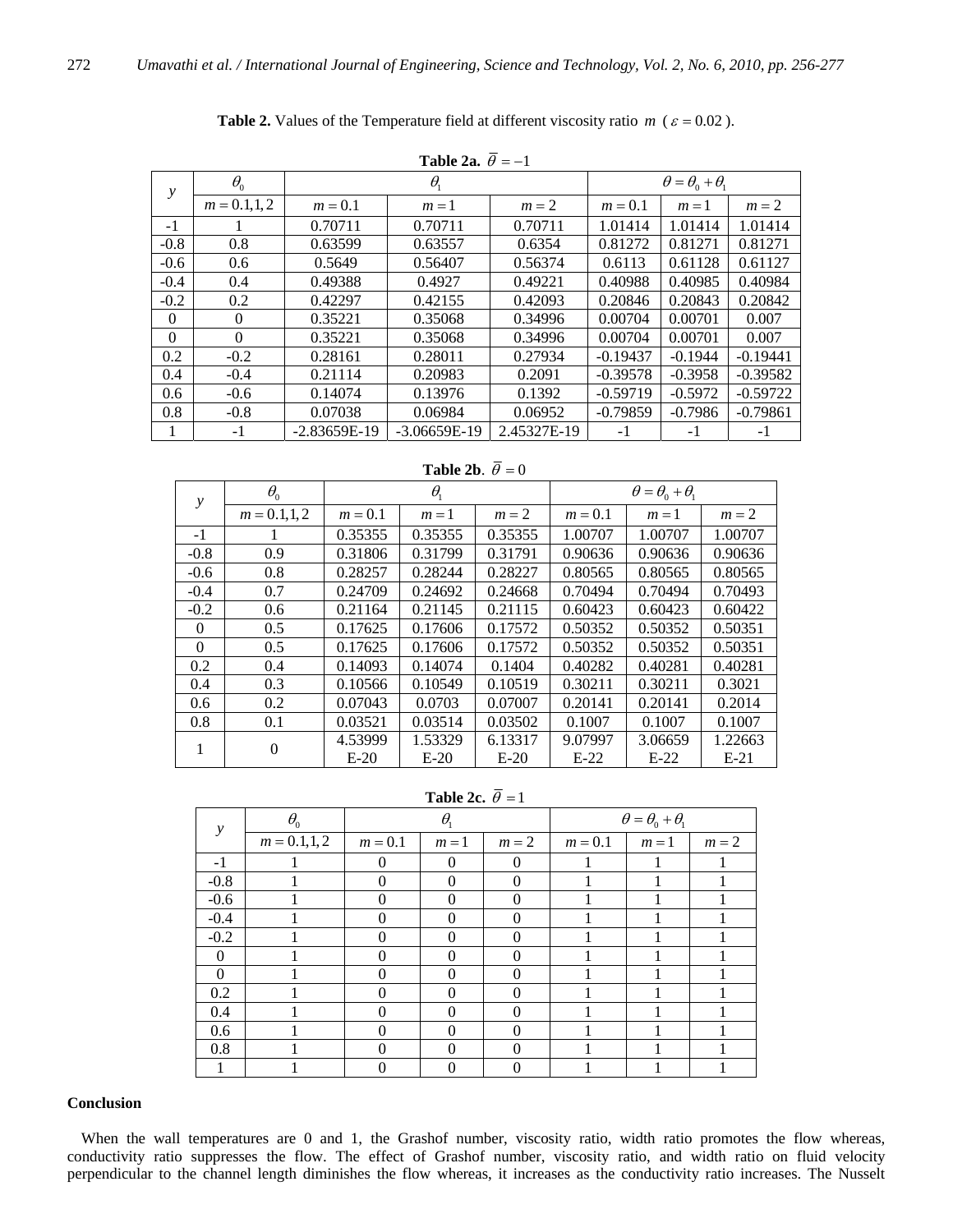**Table 2.** Values of the Temperature field at different viscosity ratio $m$ ($\varepsilon = 0.02$).

**Table 2a.** $\bar{\theta} = -1$

| $y$ | $\theta_0$ | $\theta_1$ | | | $\theta = \theta_0 + \theta_1$ | | |
|---|---|---|---|---|---|---|---|
| | $m = 0.1, 1, 2$ | $m = 0.1$ | $m = 1$ | $m = 2$ | $m = 0.1$ | $m = 1$ | $m = 2$ |
| -1 | 1 | 0.70711 | 0.70711 | 0.70711 | 1.01414 | 1.01414 | 1.01414 |
| -0.8 | 0.8 | 0.63599 | 0.63557 | 0.6354 | 0.81272 | 0.81271 | 0.81271 |
| -0.6 | 0.6 | 0.5649 | 0.56407 | 0.56374 | 0.6113 | 0.61128 | 0.61127 |
| -0.4 | 0.4 | 0.49388 | 0.4927 | 0.49221 | 0.40988 | 0.40985 | 0.40984 |
| -0.2 | 0.2 | 0.42297 | 0.42155 | 0.42093 | 0.20846 | 0.20843 | 0.20842 |
| 0 | 0 | 0.35221 | 0.35068 | 0.34996 | 0.00704 | 0.00701 | 0.007 |
| 0 | 0 | 0.35221 | 0.35068 | 0.34996 | 0.00704 | 0.00701 | 0.007 |
| 0.2 | -0.2 | 0.28161 | 0.28011 | 0.27934 | -0.19437 | -0.1944 | -0.19441 |
| 0.4 | -0.4 | 0.21114 | 0.20983 | 0.2091 | -0.39578 | -0.3958 | -0.39582 |
| 0.6 | -0.6 | 0.14074 | 0.13976 | 0.1392 | -0.59719 | -0.5972 | -0.59722 |
| 0.8 | -0.8 | 0.07038 | 0.06984 | 0.06952 | -0.79859 | -0.7986 | -0.79861 |
| 1 | -1 | -2.83659E-19 | -3.06659E-19 | 2.45327E-19 | -1 | -1 | -1 |

**Table 2b.** $\bar{\theta} = 0$

| $y$ | $\theta_0$ | $\theta_1$ | | | $\theta = \theta_0 + \theta_1$ | | |
|---|---|---|---|---|---|---|---|
| | $m = 0.1, 1, 2$ | $m = 0.1$ | $m = 1$ | $m = 2$ | $m = 0.1$ | $m = 1$ | $m = 2$ |
| -1 | 1 | 0.35355 | 0.35355 | 0.35355 | 1.00707 | 1.00707 | 1.00707 |
| -0.8 | 0.9 | 0.31806 | 0.31799 | 0.31791 | 0.90636 | 0.90636 | 0.90636 |
| -0.6 | 0.8 | 0.28257 | 0.28244 | 0.28227 | 0.80565 | 0.80565 | 0.80565 |
| -0.4 | 0.7 | 0.24709 | 0.24692 | 0.24668 | 0.70494 | 0.70494 | 0.70493 |
| -0.2 | 0.6 | 0.21164 | 0.21145 | 0.21115 | 0.60423 | 0.60423 | 0.60422 |
| 0 | 0.5 | 0.17625 | 0.17606 | 0.17572 | 0.50352 | 0.50352 | 0.50351 |
| 0 | 0.5 | 0.17625 | 0.17606 | 0.17572 | 0.50352 | 0.50352 | 0.50351 |
| 0.2 | 0.4 | 0.14093 | 0.14074 | 0.1404 | 0.40282 | 0.40281 | 0.40281 |
| 0.4 | 0.3 | 0.10566 | 0.10549 | 0.10519 | 0.30211 | 0.30211 | 0.3021 |
| 0.6 | 0.2 | 0.07043 | 0.0703 | 0.07007 | 0.20141 | 0.20141 | 0.2014 |
| 0.8 | 0.1 | 0.03521 | 0.03514 | 0.03502 | 0.1007 | 0.1007 | 0.1007 |
| 1 | 0 | 4.53999 E-20 | 1.53329 E-20 | 6.13317 E-20 | 9.07997 E-22 | 3.06659 E-22 | 1.22663 E-21 |

**Table 2c.** $\bar{\theta} = 1$

| $y$ | $\theta_0$ | $\theta_1$ | | | $\theta = \theta_0 + \theta_1$ | | |
|---|---|---|---|---|---|---|---|
| | $m = 0.1, 1, 2$ | $m = 0.1$ | $m = 1$ | $m = 2$ | $m = 0.1$ | $m = 1$ | $m = 2$ |
| -1 | 1 | 0 | 0 | 0 | 1 | 1 | 1 |
| -0.8 | 1 | 0 | 0 | 0 | 1 | 1 | 1 |
| -0.6 | 1 | 0 | 0 | 0 | 1 | 1 | 1 |
| -0.4 | 1 | 0 | 0 | 0 | 1 | 1 | 1 |
| -0.2 | 1 | 0 | 0 | 0 | 1 | 1 | 1 |
| 0 | 1 | 0 | 0 | 0 | 1 | 1 | 1 |
| 0 | 1 | 0 | 0 | 0 | 1 | 1 | 1 |
| 0.2 | 1 | 0 | 0 | 0 | 1 | 1 | 1 |
| 0.4 | 1 | 0 | 0 | 0 | 1 | 1 | 1 |
| 0.6 | 1 | 0 | 0 | 0 | 1 | 1 | 1 |
| 0.8 | 1 | 0 | 0 | 0 | 1 | 1 | 1 |
| 1 | 1 | 0 | 0 | 0 | 1 | 1 | 1 |

## Conclusion

When the wall temperatures are 0 and 1, the Grashof number, viscosity ratio, width ratio promotes the flow whereas, conductivity ratio suppresses the flow. The effect of Grashof number, viscosity ratio, and width ratio on fluid velocity perpendicular to the channel length diminishes the flow whereas, it increases as the conductivity ratio increases. The Nusselt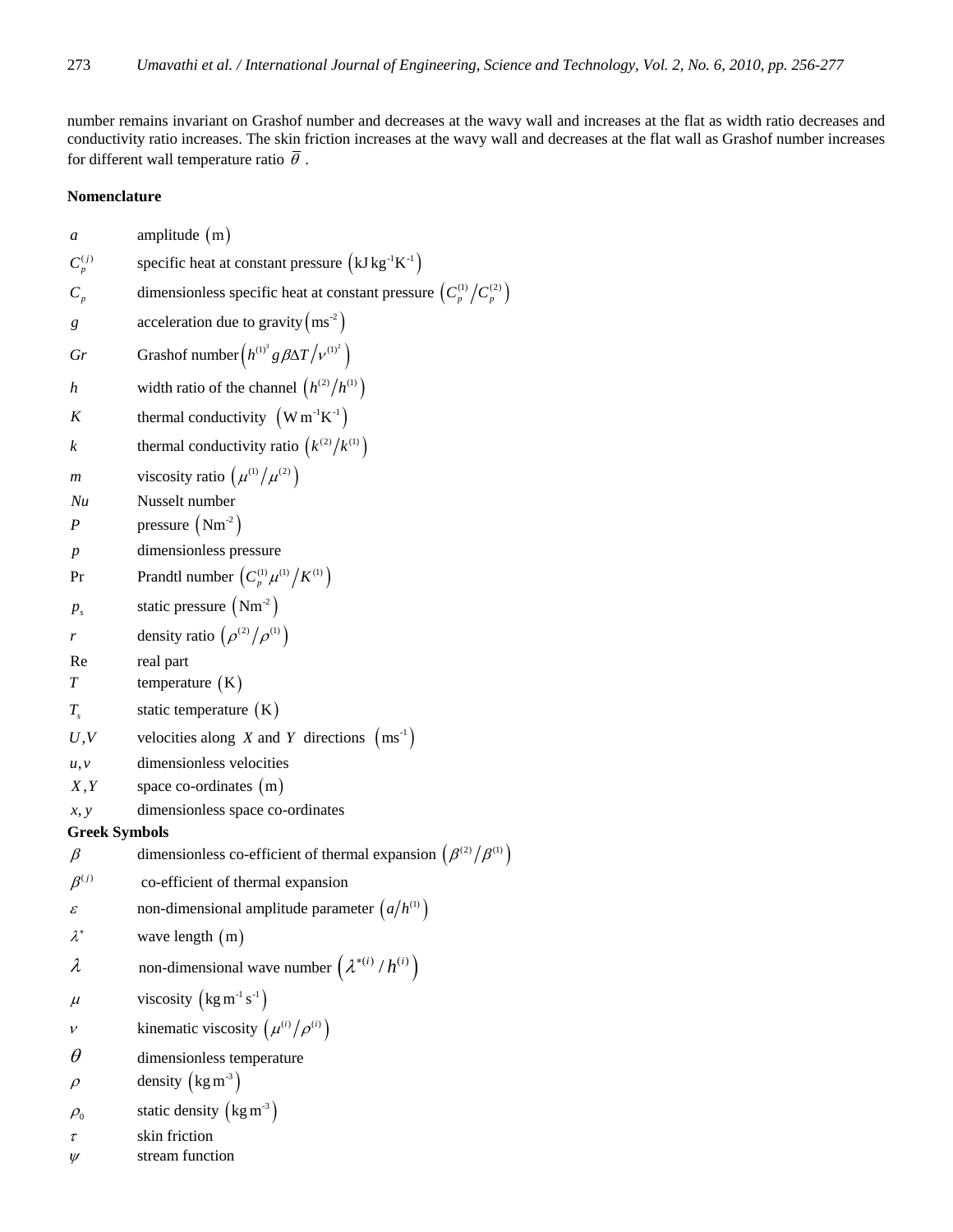number remains invariant on Grashof number and decreases at the wavy wall and increases at the flat as width ratio decreases and conductivity ratio increases. The skin friction increases at the wavy wall and decreases at the flat wall as Grashof number increases for different wall temperature ratio $\bar{\theta}$ .

**Nomenclature**

| | |
|---|---|
| $a$ | amplitude $(\mathrm{m})$ |
| $C_p^{(j)}$ | specific heat at constant pressure $\left(\mathrm{kJ\,kg^{-1}K^{-1}}\right)$ |
| $C_p$ | dimensionless specific heat at constant pressure $\left(C_p^{(1)}/C_p^{(2)}\right)$ |
| $g$ | acceleration due to gravity $\left(\mathrm{ms^{-2}}\right)$ |
| $Gr$ | Grashof number $\left(h^{(1)^3} g\beta\Delta T/\nu^{(1)^2}\right)$ |
| $h$ | width ratio of the channel $\left(h^{(2)}/h^{(1)}\right)$ |
| $K$ | thermal conductivity $\left(\mathrm{W\,m^{-1}K^{-1}}\right)$ |
| $k$ | thermal conductivity ratio $\left(k^{(2)}/k^{(1)}\right)$ |
| $m$ | viscosity ratio $\left(\mu^{(1)}/\mu^{(2)}\right)$ |
| $Nu$ | Nusselt number |
| $P$ | pressure $\left(\mathrm{Nm^{-2}}\right)$ |
| $p$ | dimensionless pressure |
| Pr | Prandtl number $\left(C_p^{(1)}\mu^{(1)}/K^{(1)}\right)$ |
| $p_s$ | static pressure $\left(\mathrm{Nm^{-2}}\right)$ |
| $r$ | density ratio $\left(\rho^{(2)}/\rho^{(1)}\right)$ |
| Re | real part |
| $T$ | temperature $(\mathrm{K})$ |
| $T_s$ | static temperature $(\mathrm{K})$ |
| $U,V$ | velocities along $X$ and $Y$ directions $\left(\mathrm{ms^{-1}}\right)$ |
| $u,v$ | dimensionless velocities |
| $X,Y$ | space co-ordinates $(\mathrm{m})$ |
| $x, y$ | dimensionless space co-ordinates |

**Greek Symbols**

| | |
|---|---|
| $\beta$ | dimensionless co-efficient of thermal expansion $\left(\beta^{(2)}/\beta^{(1)}\right)$ |
| $\beta^{(j)}$ | co-efficient of thermal expansion |
| $\varepsilon$ | non-dimensional amplitude parameter $\left(a/h^{(1)}\right)$ |
| $\lambda^*$ | wave length $(\mathrm{m})$ |
| $\lambda$ | non-dimensional wave number $\left(\lambda^{*(i)}/h^{(i)}\right)$ |
| $\mu$ | viscosity $\left(\mathrm{kg\,m^{-1}\,s^{-1}}\right)$ |
| $\nu$ | kinematic viscosity $\left(\mu^{(i)}/\rho^{(i)}\right)$ |
| $\theta$ | dimensionless temperature |
| $\rho$ | density $\left(\mathrm{kg\,m^{-3}}\right)$ |
| $\rho_0$ | static density $\left(\mathrm{kg\,m^{-3}}\right)$ |
| $\tau$ | skin friction |
| $\psi$ | stream function |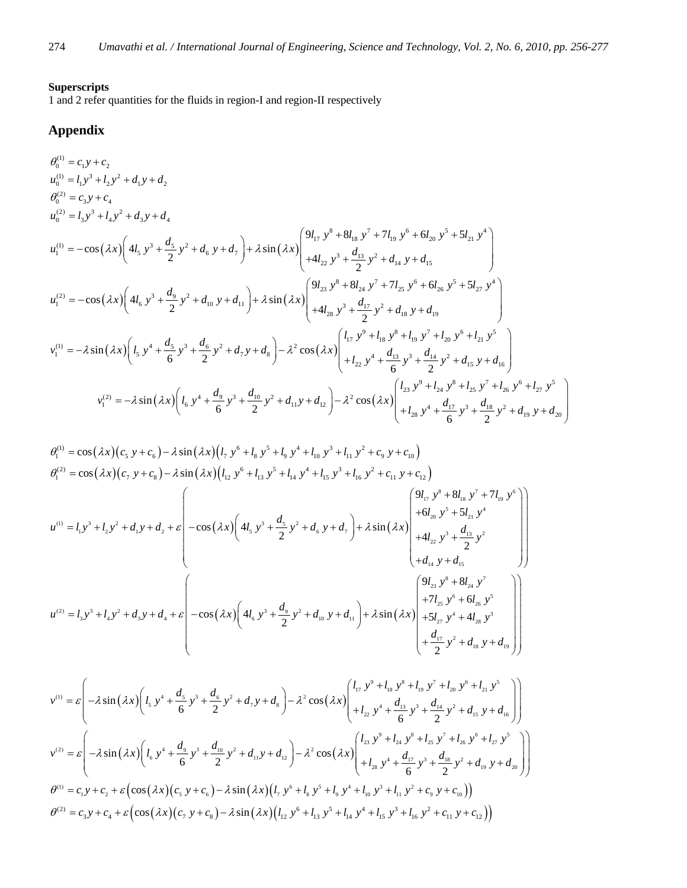**Superscripts**

1 and 2 refer quantities for the fluids in region-I and region-II respectively

## Appendix

$$\theta_0^{(1)} = c_1 y + c_2$$

$$u_0^{(1)} = l_1 y^3 + l_2 y^2 + d_1 y + d_2$$

$$\theta_0^{(2)} = c_3 y + c_4$$

$$u_0^{(2)} = l_3 y^3 + l_4 y^2 + d_3 y + d_4$$

$$u_1^{(1)} = -\cos(\lambda x)\left(4l_5\, y^3 + \frac{d_5}{2} y^2 + d_6\, y + d_7\right) + \lambda \sin(\lambda x)\begin{pmatrix} 9l_{17}\, y^8 + 8l_{18}\, y^7 + 7l_{19}\, y^6 + 6l_{20}\, y^5 + 5l_{21}\, y^4 \\ +4l_{22}\, y^3 + \dfrac{d_{13}}{2} y^2 + d_{14}\, y + d_{15} \end{pmatrix}$$

$$u_1^{(2)} = -\cos(\lambda x)\left(4l_6\, y^3 + \frac{d_9}{2} y^2 + d_{10}\, y + d_{11}\right) + \lambda \sin(\lambda x)\begin{pmatrix} 9l_{23}\, y^8 + 8l_{24}\, y^7 + 7l_{25}\, y^6 + 6l_{26}\, y^5 + 5l_{27}\, y^4 \\ +4l_{28}\, y^3 + \dfrac{d_{17}}{2} y^2 + d_{18}\, y + d_{19} \end{pmatrix}$$

$$v_1^{(1)} = -\lambda \sin(\lambda x)\left(l_5\, y^4 + \frac{d_5}{6} y^3 + \frac{d_6}{2} y^2 + d_7 y + d_8\right) - \lambda^2 \cos(\lambda x)\begin{pmatrix} l_{17}\, y^9 + l_{18}\, y^8 + l_{19}\, y^7 + l_{20}\, y^6 + l_{21}\, y^5 \\ +l_{22}\, y^4 + \dfrac{d_{13}}{6} y^3 + \dfrac{d_{14}}{2} y^2 + d_{15}\, y + d_{16} \end{pmatrix}$$

$$v_1^{(2)} = -\lambda \sin(\lambda x)\left(l_6\, y^4 + \frac{d_9}{6} y^3 + \frac{d_{10}}{2} y^2 + d_{11} y + d_{12}\right) - \lambda^2 \cos(\lambda x)\begin{pmatrix} l_{23}\, y^9 + l_{24}\, y^8 + l_{25}\, y^7 + l_{26}\, y^6 + l_{27}\, y^5 \\ +l_{28}\, y^4 + \dfrac{d_{17}}{6} y^3 + \dfrac{d_{18}}{2} y^2 + d_{19}\, y + d_{20} \end{pmatrix}$$

$$\theta_1^{(1)} = \cos(\lambda x)(c_5\, y + c_6) - \lambda \sin(\lambda x)\left(l_7\, y^6 + l_8\, y^5 + l_9\, y^4 + l_{10}\, y^3 + l_{11}\, y^2 + c_9\, y + c_{10}\right)$$

$$\theta_1^{(2)} = \cos(\lambda x)(c_7\, y + c_8) - \lambda \sin(\lambda x)\left(l_{12}\, y^6 + l_{13}\, y^5 + l_{14}\, y^4 + l_{15}\, y^3 + l_{16}\, y^2 + c_{11}\, y + c_{12}\right)$$

$$u^{(1)} = l_1 y^3 + l_2 y^2 + d_1 y + d_2 + \varepsilon\left(-\cos(\lambda x)\left(4l_5\, y^3 + \frac{d_5}{2} y^2 + d_6\, y + d_7\right) + \lambda \sin(\lambda x)\begin{pmatrix} 9l_{17}\, y^8 + 8l_{18}\, y^7 + 7l_{19}\, y^6 \\ +6l_{20}\, y^5 + 5l_{21}\, y^4 \\ +4l_{22}\, y^3 + \dfrac{d_{13}}{2} y^2 \\ +d_{14}\, y + d_{15} \end{pmatrix}\right)$$

$$u^{(2)} = l_3 y^3 + l_4 y^2 + d_3 y + d_4 + \varepsilon\left(-\cos(\lambda x)\left(4l_6\, y^3 + \frac{d_9}{2} y^2 + d_{10}\, y + d_{11}\right) + \lambda \sin(\lambda x)\begin{pmatrix} 9l_{23}\, y^8 + 8l_{24}\, y^7 \\ +7l_{25}\, y^6 + 6l_{26}\, y^5 \\ +5l_{27}\, y^4 + 4l_{28}\, y^3 \\ +\dfrac{d_{17}}{2} y^2 + d_{18}\, y + d_{19} \end{pmatrix}\right)$$

$$v^{(1)} = \varepsilon\left(-\lambda \sin(\lambda x)\left(l_5\, y^4 + \frac{d_5}{6} y^3 + \frac{d_6}{2} y^2 + d_7 y + d_8\right) - \lambda^2 \cos(\lambda x)\begin{pmatrix} l_{17}\, y^9 + l_{18}\, y^8 + l_{19}\, y^7 + l_{20}\, y^6 + l_{21}\, y^5 \\ +l_{22}\, y^4 + \dfrac{d_{13}}{6} y^3 + \dfrac{d_{14}}{2} y^2 + d_{15}\, y + d_{16} \end{pmatrix}\right)$$

$$v^{(2)} = \varepsilon\left(-\lambda \sin(\lambda x)\left(l_6\, y^4 + \frac{d_9}{6} y^3 + \frac{d_{10}}{2} y^2 + d_{11} y + d_{12}\right) - \lambda^2 \cos(\lambda x)\begin{pmatrix} l_{23}\, y^9 + l_{24}\, y^8 + l_{25}\, y^7 + l_{26}\, y^6 + l_{27}\, y^5 \\ +l_{28}\, y^4 + \dfrac{d_{17}}{6} y^3 + \dfrac{d_{18}}{2} y^2 + d_{19}\, y + d_{20} \end{pmatrix}\right)$$

$$\theta^{(1)} = c_1 y + c_2 + \varepsilon\left(\cos(\lambda x)(c_5\, y + c_6) - \lambda \sin(\lambda x)\left(l_7\, y^6 + l_8\, y^5 + l_9\, y^4 + l_{10}\, y^3 + l_{11}\, y^2 + c_9\, y + c_{10}\right)\right)$$

$$\theta^{(2)} = c_3 y + c_4 + \varepsilon\left(\cos(\lambda x)(c_7\, y + c_8) - \lambda \sin(\lambda x)\left(l_{12}\, y^6 + l_{13}\, y^5 + l_{14}\, y^4 + l_{15}\, y^3 + l_{16}\, y^2 + c_{11}\, y + c_{12}\right)\right)$$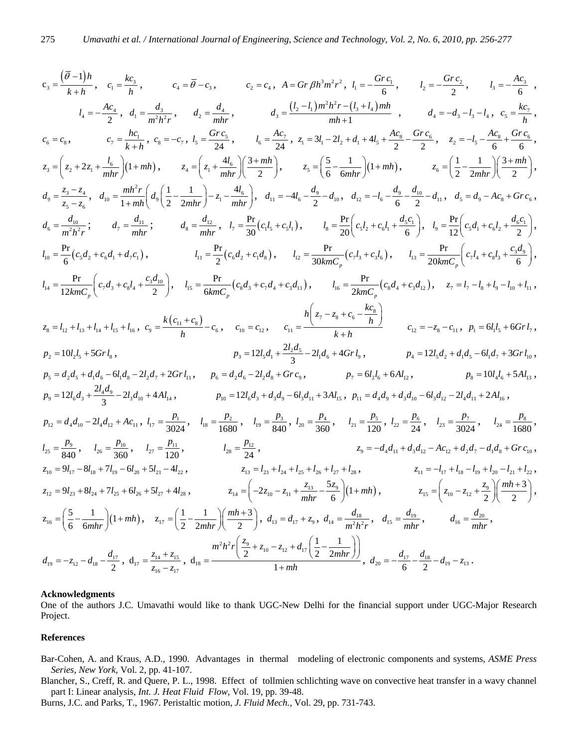$c_3 = \dfrac{(\bar{\theta}-1)h}{k+h}$, $c_1 = \dfrac{kc_3}{h}$, $c_4 = \bar{\theta} - c_3$, $c_2 = c_4$, $A = Gr\,\beta h^3 m^2 r^2$, $l_1 = -\dfrac{Gr\,c_1}{6}$, $l_2 = -\dfrac{Gr\,c_2}{2}$, $l_3 = -\dfrac{Ac_3}{6}$,

$l_4 = -\dfrac{Ac_4}{2}$, $d_1 = \dfrac{d_3}{m^2h^2r}$, $d_2 = \dfrac{d_4}{mhr}$, $d_3 = \dfrac{(l_2 - l_1)m^2h^2r - (l_3 + l_4)mh}{mh+1}$, $d_4 = -d_3 - l_3 - l_4$, $c_5 = \dfrac{kc_7}{h}$,

$c_6 = c_8$, $c_7 = \dfrac{hc_1}{k+h}$, $c_8 = -c_7$, $l_5 = \dfrac{Gr\,c_5}{24}$, $l_6 = \dfrac{Ac_7}{24}$, $z_1 = 3l_1 - 2l_2 + d_1 + 4l_5 + \dfrac{Ac_8}{2} - \dfrac{Gr\,c_6}{2}$, $z_2 = -l_5 - \dfrac{Ac_8}{6} + \dfrac{Gr\,c_6}{6}$,

$z_3 = \left(z_2 + 2z_1 + \dfrac{l_6}{mhr}\right)(1+mh)$, $z_4 = \left(z_1 + \dfrac{4l_6}{mhr}\right)\left(\dfrac{3+mh}{2}\right)$, $z_5 = \left(\dfrac{5}{6} - \dfrac{1}{6mhr}\right)(1+mh)$, $z_6 = \left(\dfrac{1}{2} - \dfrac{1}{2mhr}\right)\left(\dfrac{3+mh}{2}\right)$,

$d_9 = \dfrac{z_3 - z_4}{z_5 - z_6}$, $d_{10} = \dfrac{mh^2r}{1+mh}\left(d_9\left(\dfrac{1}{2} - \dfrac{1}{2mhr}\right) - z_1 - \dfrac{4l_6}{mhr}\right)$, $d_{11} = -4l_6 - \dfrac{d_9}{2} - d_{10}$, $d_{12} = -l_6 - \dfrac{d_9}{6} - \dfrac{d_{10}}{2} - d_{11}$, $d_5 = d_9 - Ac_8 + Gr\,c_6$,

$d_6 = \dfrac{d_{10}}{m^2h^2r}$; $d_7 = \dfrac{d_{11}}{mhr}$; $d_8 = \dfrac{d_{12}}{mhr}$, $l_7 = \dfrac{\Pr}{30}(c_1l_5 + c_5l_1)$, $l_8 = \dfrac{\Pr}{20}\left(c_5l_2 + c_6l_1 + \dfrac{d_5c_1}{6}\right)$, $l_9 = \dfrac{\Pr}{12}\left(c_5d_1 + c_6l_2 + \dfrac{d_6c_1}{2}\right)$,

$l_{10} = \dfrac{\Pr}{6}(c_5d_2 + c_6d_1 + d_7c_1)$, $l_{11} = \dfrac{\Pr}{2}(c_6d_2 + c_1d_8)$, $l_{12} = \dfrac{\Pr}{30kmC_p}(c_7l_3 + c_3l_6)$, $l_{13} = \dfrac{\Pr}{20kmC_p}\left(c_7l_4 + c_8l_3 + \dfrac{c_3d_9}{6}\right)$,

$l_{14} = \dfrac{\Pr}{12kmC_p}\left(c_7d_3 + c_8l_4 + \dfrac{c_3d_{10}}{2}\right)$, $l_{15} = \dfrac{\Pr}{6kmC_p}(c_8d_3 + c_7d_4 + c_3d_{11})$, $l_{16} = \dfrac{\Pr}{2kmC_p}(c_8d_4 + c_3d_{12})$, $z_7 = l_7 - l_8 + l_9 - l_{10} + l_{11}$,

$z_8 = l_{12} + l_{13} + l_{14} + l_{15} + l_{16}$, $c_9 = \dfrac{k(c_{11} + c_8)}{h} - c_6$, $c_{10} = c_{12}$, $c_{11} = \dfrac{h\left(z_7 - z_8 + c_6 - \dfrac{kc_8}{h}\right)}{k+h}$, $c_{12} = -z_8 - c_{11}$, $p_1 = 6l_1l_5 + 6Gr\,l_7$,

$p_2 = 10l_2l_5 + 5Gr\,l_8$, $p_3 = 12l_5d_1 + \dfrac{2l_2d_5}{3} - 2l_1d_6 + 4Gr\,l_9$, $p_4 = 12l_5d_2 + d_1d_5 - 6l_1d_7 + 3Gr\,l_{10}$,

$p_5 = d_2d_5 + d_1d_6 - 6l_1d_8 - 2l_2d_7 + 2Gr\,l_{11}$, $p_6 = d_2d_6 - 2l_2d_8 + Gr\,c_9$, $p_7 = 6l_2l_6 + 6Al_{12}$, $p_8 = 10l_4l_6 + 5Al_{13}$,

$p_9 = 12l_6d_3 + \dfrac{2l_4d_9}{3} - 2l_3d_{10} + 4Al_{14}$, $p_{10} = 12l_6d_3 + d_3d_9 - 6l_3d_{11} + 3Al_{15}$, $p_{11} = d_4d_9 + d_3d_{10} - 6l_3d_{12} - 2l_4d_{11} + 2Al_{16}$,

$p_{12} = d_4d_{10} - 2l_4d_{12} + Ac_{11}$, $l_{17} = \dfrac{p_1}{3024}$, $l_{18} = \dfrac{p_2}{1680}$, $l_{19} = \dfrac{p_3}{840}$, $l_{20} = \dfrac{p_4}{360}$, $l_{21} = \dfrac{p_5}{120}$, $l_{22} = \dfrac{p_6}{24}$, $l_{23} = \dfrac{p_7}{3024}$, $l_{24} = \dfrac{p_8}{1680}$,

$l_{25} = \dfrac{p_9}{840}$, $l_{26} = \dfrac{p_{10}}{360}$, $l_{27} = \dfrac{p_{11}}{120}$, $l_{28} = \dfrac{p_{12}}{24}$, $z_9 = -d_4d_{11} + d_3d_{12} - Ac_{12} + d_2d_7 - d_1d_8 + Gr\,c_{10}$,

$z_{10} = 9l_{17} - 8l_{18} + 7l_{19} - 6l_{20} + 5l_{21} - 4l_{22}$, $z_{13} = l_{23} + l_{24} + l_{25} + l_{26} + l_{27} + l_{28}$, $z_{11} = -l_{17} + l_{18} - l_{19} + l_{20} - l_{21} + l_{22}$,

$z_{12} = 9l_{23} + 8l_{24} + 7l_{25} + 6l_{26} + 5l_{27} + 4l_{28}$, $z_{14} = \left(-2z_{10} - z_{11} + \dfrac{z_{13}}{mhr} - \dfrac{5z_9}{6}\right)(1+mh)$, $z_{15} = \left(z_{10} - z_{12} + \dfrac{z_9}{2}\right)\left(\dfrac{mh+3}{2}\right)$,

$z_{16} = \left(\dfrac{5}{6} - \dfrac{1}{6mhr}\right)(1+mh)$, $z_{17} = \left(\dfrac{1}{2} - \dfrac{1}{2mhr}\right)\left(\dfrac{mh+3}{2}\right)$, $d_{13} = d_{17} + z_9$, $d_{14} = \dfrac{d_{18}}{m^2h^2r}$, $d_{15} = \dfrac{d_{19}}{mhr}$, $d_{16} = \dfrac{d_{20}}{mhr}$,

$d_{19} = -z_{12} - d_{18} - \dfrac{d_{17}}{2}$, $d_{17} = \dfrac{z_{14} + z_{15}}{z_{16} - z_{17}}$, $d_{18} = \dfrac{m^2h^2r\left(\dfrac{z_9}{2} + z_{10} - z_{12} + d_{17}\left(\dfrac{1}{2} - \dfrac{1}{2mhr}\right)\right)}{1+mh}$, $d_{20} = -\dfrac{d_{17}}{6} - \dfrac{d_{18}}{2} - d_{19} - z_{13}$.

## Acknowledgments

One of the authors J.C. Umavathi would like to thank UGC-New Delhi for the financial support under UGC-Major Research Project.

## References

Bar-Cohen, A. and Kraus, A.D., 1990. Advantages in thermal modeling of electronic components and systems, *ASME Press Series, New York*, Vol. 2, pp. 41-107.

Blancher, S., Creff, R. and Quere, P. L., 1998. Effect of tollmien schlichting wave on convective heat transfer in a wavy channel part I: Linear analysis, *Int. J. Heat Fluid Flow*, Vol. 19, pp. 39-48.

Burns, J.C. and Parks, T., 1967. Peristaltic motion, *J. Fluid Mech.*, Vol. 29, pp. 731-743.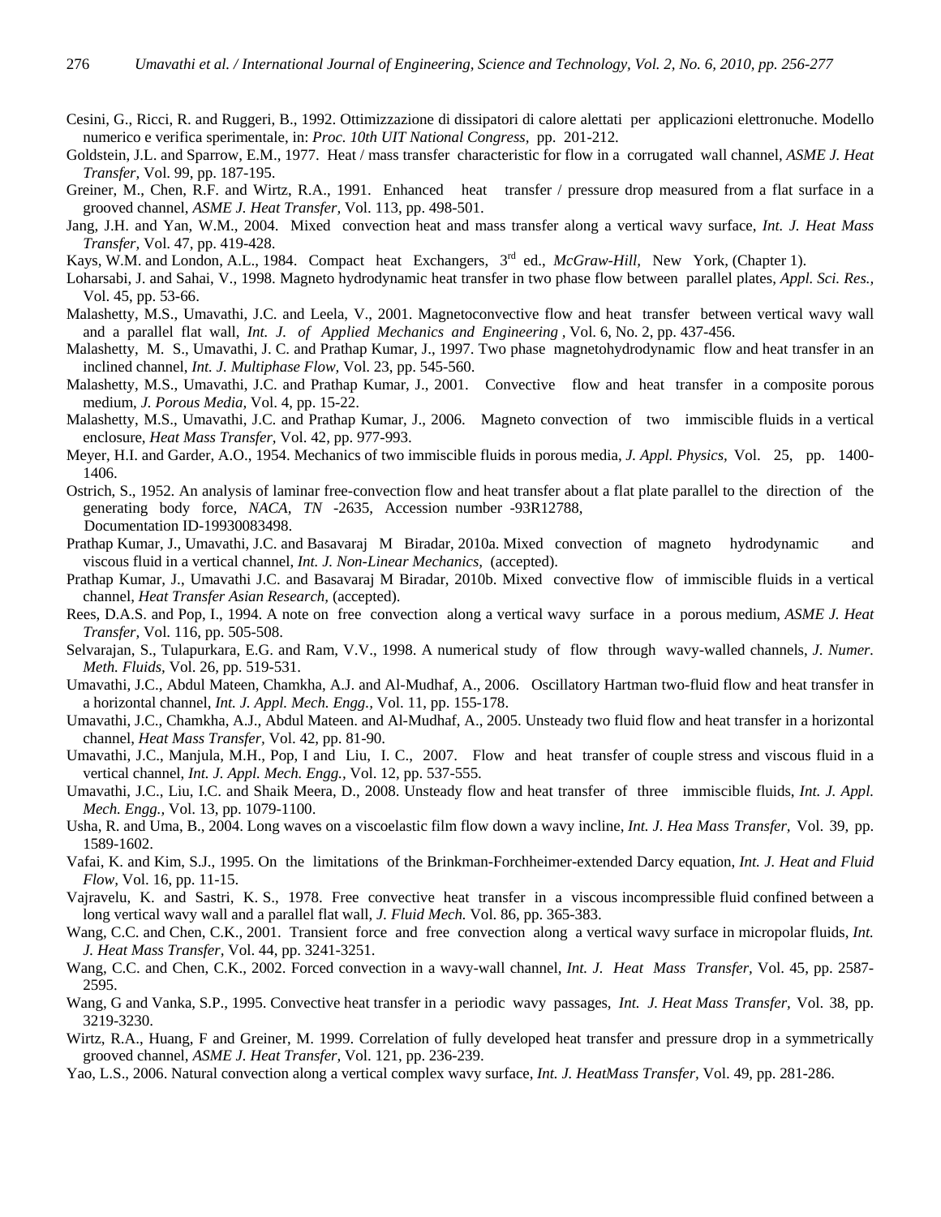Cesini, G., Ricci, R. and Ruggeri, B., 1992. Ottimizzazione di dissipatori di calore alettati per applicazioni elettronuche. Modello numerico e verifica sperimentale, in: *Proc. 10th UIT National Congress*, pp. 201-212.

Goldstein, J.L. and Sparrow, E.M., 1977. Heat / mass transfer characteristic for flow in a corrugated wall channel, *ASME J. Heat Transfer*, Vol. 99, pp. 187-195.

Greiner, M., Chen, R.F. and Wirtz, R.A., 1991. Enhanced heat transfer / pressure drop measured from a flat surface in a grooved channel, *ASME J. Heat Transfer*, Vol. 113, pp. 498-501.

Jang, J.H. and Yan, W.M., 2004. Mixed convection heat and mass transfer along a vertical wavy surface, *Int. J. Heat Mass Transfer*, Vol. 47, pp. 419-428.

Kays, W.M. and London, A.L., 1984. Compact heat Exchangers, 3rd ed., *McGraw-Hill*, New York, (Chapter 1).

Loharsabi, J. and Sahai, V., 1998. Magneto hydrodynamic heat transfer in two phase flow between parallel plates, *Appl. Sci. Res.*, Vol. 45, pp. 53-66.

Malashetty, M.S., Umavathi, J.C. and Leela, V., 2001. Magnetoconvective flow and heat transfer between vertical wavy wall and a parallel flat wall, *Int. J. of Applied Mechanics and Engineering*, Vol. 6, No. 2, pp. 437-456.

Malashetty, M. S., Umavathi, J. C. and Prathap Kumar, J., 1997. Two phase magnetohydrodynamic flow and heat transfer in an inclined channel, *Int. J. Multiphase Flow*, Vol. 23, pp. 545-560.

Malashetty, M.S., Umavathi, J.C. and Prathap Kumar, J., 2001. Convective flow and heat transfer in a composite porous medium, *J. Porous Media*, Vol. 4, pp. 15-22.

Malashetty, M.S., Umavathi, J.C. and Prathap Kumar, J., 2006. Magneto convection of two immiscible fluids in a vertical enclosure, *Heat Mass Transfer*, Vol. 42, pp. 977-993.

Meyer, H.I. and Garder, A.O., 1954. Mechanics of two immiscible fluids in porous media, *J. Appl. Physics*, Vol. 25, pp. 1400-1406.

Ostrich, S., 1952. An analysis of laminar free-convection flow and heat transfer about a flat plate parallel to the direction of the generating body force, *NACA, TN* -2635, Accession number -93R12788, Documentation ID-19930083498.

Prathap Kumar, J., Umavathi, J.C. and Basavaraj M Biradar, 2010a. Mixed convection of magneto hydrodynamic and viscous fluid in a vertical channel, *Int. J. Non-Linear Mechanics*, (accepted).

Prathap Kumar, J., Umavathi J.C. and Basavaraj M Biradar, 2010b. Mixed convective flow of immiscible fluids in a vertical channel, *Heat Transfer Asian Research*, (accepted).

Rees, D.A.S. and Pop, I., 1994. A note on free convection along a vertical wavy surface in a porous medium, *ASME J. Heat Transfer*, Vol. 116, pp. 505-508.

Selvarajan, S., Tulapurkara, E.G. and Ram, V.V., 1998. A numerical study of flow through wavy-walled channels, *J. Numer. Meth. Fluids*, Vol. 26, pp. 519-531.

Umavathi, J.C., Abdul Mateen, Chamkha, A.J. and Al-Mudhaf, A., 2006. Oscillatory Hartman two-fluid flow and heat transfer in a horizontal channel, *Int. J. Appl. Mech. Engg.*, Vol. 11, pp. 155-178.

Umavathi, J.C., Chamkha, A.J., Abdul Mateen. and Al-Mudhaf, A., 2005. Unsteady two fluid flow and heat transfer in a horizontal channel, *Heat Mass Transfer*, Vol. 42, pp. 81-90.

Umavathi, J.C., Manjula, M.H., Pop, I and Liu, I. C., 2007. Flow and heat transfer of couple stress and viscous fluid in a vertical channel, *Int. J. Appl. Mech. Engg.*, Vol. 12, pp. 537-555.

Umavathi, J.C., Liu, I.C. and Shaik Meera, D., 2008. Unsteady flow and heat transfer of three immiscible fluids, *Int. J. Appl. Mech. Engg.*, Vol. 13, pp. 1079-1100.

Usha, R. and Uma, B., 2004. Long waves on a viscoelastic film flow down a wavy incline, *Int. J. Hea Mass Transfer*, Vol. 39, pp. 1589-1602.

Vafai, K. and Kim, S.J., 1995. On the limitations of the Brinkman-Forchheimer-extended Darcy equation, *Int. J. Heat and Fluid Flow*, Vol. 16, pp. 11-15.

Vajravelu, K. and Sastri, K. S., 1978. Free convective heat transfer in a viscous incompressible fluid confined between a long vertical wavy wall and a parallel flat wall, *J. Fluid Mech.* Vol. 86, pp. 365-383.

Wang, C.C. and Chen, C.K., 2001. Transient force and free convection along a vertical wavy surface in micropolar fluids, *Int. J. Heat Mass Transfer*, Vol. 44, pp. 3241-3251.

Wang, C.C. and Chen, C.K., 2002. Forced convection in a wavy-wall channel, *Int. J. Heat Mass Transfer*, Vol. 45, pp. 2587-2595.

Wang, G and Vanka, S.P., 1995. Convective heat transfer in a periodic wavy passages, *Int. J. Heat Mass Transfer*, Vol. 38, pp. 3219-3230.

Wirtz, R.A., Huang, F and Greiner, M. 1999. Correlation of fully developed heat transfer and pressure drop in a symmetrically grooved channel, *ASME J. Heat Transfer*, Vol. 121, pp. 236-239.

Yao, L.S., 2006. Natural convection along a vertical complex wavy surface, *Int. J. HeatMass Transfer*, Vol. 49, pp. 281-286.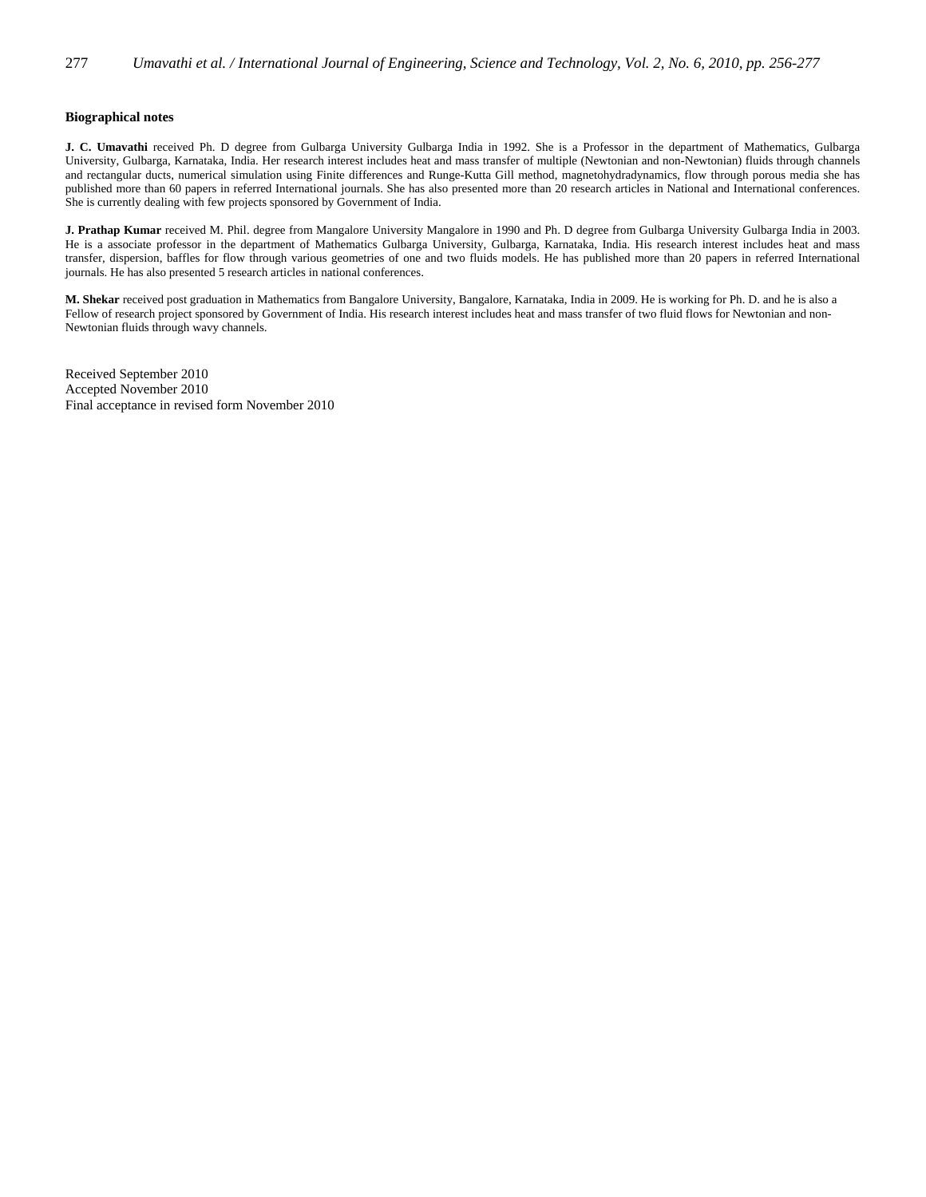## Biographical notes

**J. C. Umavathi** received Ph. D degree from Gulbarga University Gulbarga India in 1992. She is a Professor in the department of Mathematics, Gulbarga University, Gulbarga, Karnataka, India. Her research interest includes heat and mass transfer of multiple (Newtonian and non-Newtonian) fluids through channels and rectangular ducts, numerical simulation using Finite differences and Runge-Kutta Gill method, magnetohydradynamics, flow through porous media she has published more than 60 papers in referred International journals. She has also presented more than 20 research articles in National and International conferences. She is currently dealing with few projects sponsored by Government of India.

**J. Prathap Kumar** received M. Phil. degree from Mangalore University Mangalore in 1990 and Ph. D degree from Gulbarga University Gulbarga India in 2003. He is a associate professor in the department of Mathematics Gulbarga University, Gulbarga, Karnataka, India. His research interest includes heat and mass transfer, dispersion, baffles for flow through various geometries of one and two fluids models. He has published more than 20 papers in referred International journals. He has also presented 5 research articles in national conferences.

**M. Shekar** received post graduation in Mathematics from Bangalore University, Bangalore, Karnataka, India in 2009. He is working for Ph. D. and he is also a Fellow of research project sponsored by Government of India. His research interest includes heat and mass transfer of two fluid flows for Newtonian and non-Newtonian fluids through wavy channels.

Received September 2010
Accepted November 2010
Final acceptance in revised form November 2010